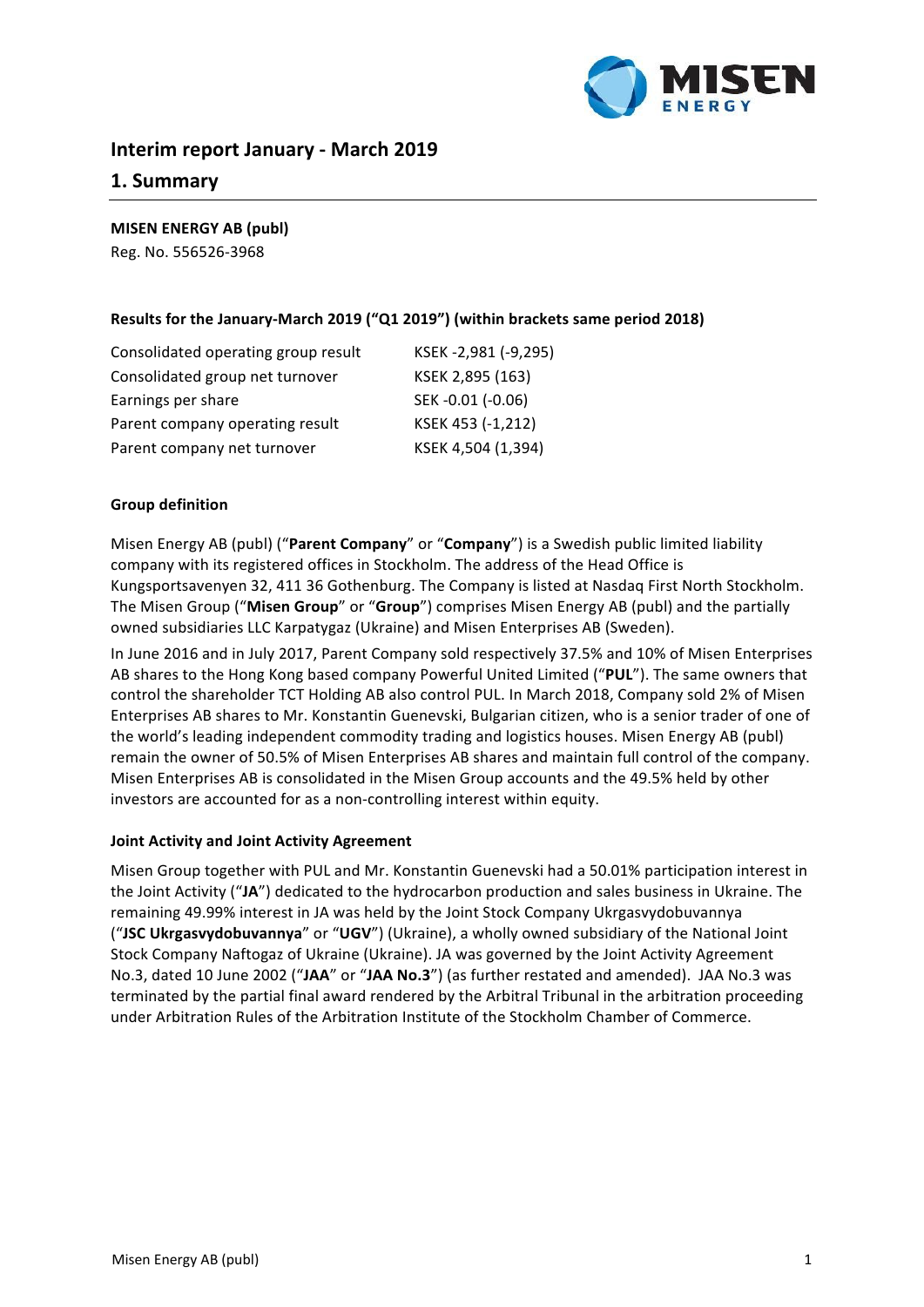# Interim report January - March 2019

## 1. Summary

**MISEN ENERGY AB (publ)**
Reg. No. 556526-3968

**Results for the January-March 2019 ("Q1 2019") (within brackets same period 2018)**

| | |
|---|---|
| Consolidated operating group result | KSEK -2,981 (-9,295) |
| Consolidated group net turnover | KSEK 2,895 (163) |
| Earnings per share | SEK -0.01 (-0.06) |
| Parent company operating result | KSEK 453 (-1,212) |
| Parent company net turnover | KSEK 4,504 (1,394) |

**Group definition**

Misen Energy AB (publ) ("**Parent Company**" or "**Company**") is a Swedish public limited liability company with its registered offices in Stockholm. The address of the Head Office is Kungsportsavenyen 32, 411 36 Gothenburg. The Company is listed at Nasdaq First North Stockholm. The Misen Group ("**Misen Group**" or "**Group**") comprises Misen Energy AB (publ) and the partially owned subsidiaries LLC Karpatygaz (Ukraine) and Misen Enterprises AB (Sweden).

In June 2016 and in July 2017, Parent Company sold respectively 37.5% and 10% of Misen Enterprises AB shares to the Hong Kong based company Powerful United Limited ("**PUL**"). The same owners that control the shareholder TCT Holding AB also control PUL. In March 2018, Company sold 2% of Misen Enterprises AB shares to Mr. Konstantin Guenevski, Bulgarian citizen, who is a senior trader of one of the world's leading independent commodity trading and logistics houses. Misen Energy AB (publ) remain the owner of 50.5% of Misen Enterprises AB shares and maintain full control of the company. Misen Enterprises AB is consolidated in the Misen Group accounts and the 49.5% held by other investors are accounted for as a non-controlling interest within equity.

**Joint Activity and Joint Activity Agreement**

Misen Group together with PUL and Mr. Konstantin Guenevski had a 50.01% participation interest in the Joint Activity ("**JA**") dedicated to the hydrocarbon production and sales business in Ukraine. The remaining 49.99% interest in JA was held by the Joint Stock Company Ukrgasvydobuvannya ("**JSC Ukrgasvydobuvannya**" or "**UGV**") (Ukraine), a wholly owned subsidiary of the National Joint Stock Company Naftogaz of Ukraine (Ukraine). JA was governed by the Joint Activity Agreement No.3, dated 10 June 2002 ("**JAA**" or "**JAA No.3**") (as further restated and amended). JAA No.3 was terminated by the partial final award rendered by the Arbitral Tribunal in the arbitration proceeding under Arbitration Rules of the Arbitration Institute of the Stockholm Chamber of Commerce.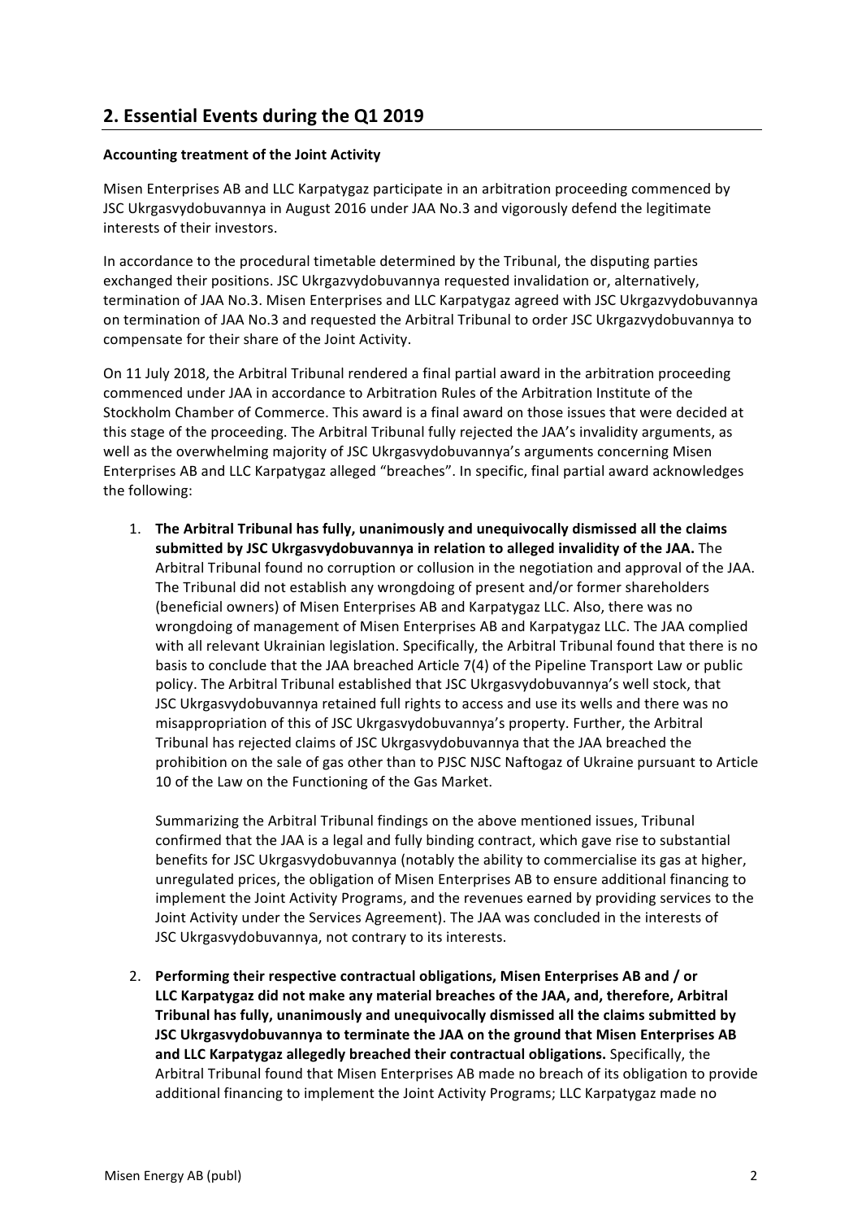## 2. Essential Events during the Q1 2019

**Accounting treatment of the Joint Activity**

Misen Enterprises AB and LLC Karpatygaz participate in an arbitration proceeding commenced by JSC Ukrgasvydobuvannya in August 2016 under JAA No.3 and vigorously defend the legitimate interests of their investors.

In accordance to the procedural timetable determined by the Tribunal, the disputing parties exchanged their positions. JSC Ukrgazvydobuvannya requested invalidation or, alternatively, termination of JAA No.3. Misen Enterprises and LLC Karpatygaz agreed with JSC Ukrgazvydobuvannya on termination of JAA No.3 and requested the Arbitral Tribunal to order JSC Ukrgazvydobuvannya to compensate for their share of the Joint Activity.

On 11 July 2018, the Arbitral Tribunal rendered a final partial award in the arbitration proceeding commenced under JAA in accordance to Arbitration Rules of the Arbitration Institute of the Stockholm Chamber of Commerce. This award is a final award on those issues that were decided at this stage of the proceeding. The Arbitral Tribunal fully rejected the JAA's invalidity arguments, as well as the overwhelming majority of JSC Ukrgasvydobuvannya's arguments concerning Misen Enterprises AB and LLC Karpatygaz alleged "breaches". In specific, final partial award acknowledges the following:

1. **The Arbitral Tribunal has fully, unanimously and unequivocally dismissed all the claims submitted by JSC Ukrgasvydobuvannya in relation to alleged invalidity of the JAA.** The Arbitral Tribunal found no corruption or collusion in the negotiation and approval of the JAA. The Tribunal did not establish any wrongdoing of present and/or former shareholders (beneficial owners) of Misen Enterprises AB and Karpatygaz LLC. Also, there was no wrongdoing of management of Misen Enterprises AB and Karpatygaz LLC. The JAA complied with all relevant Ukrainian legislation. Specifically, the Arbitral Tribunal found that there is no basis to conclude that the JAA breached Article 7(4) of the Pipeline Transport Law or public policy. The Arbitral Tribunal established that JSC Ukrgasvydobuvannya's well stock, that JSC Ukrgasvydobuvannya retained full rights to access and use its wells and there was no misappropriation of this of JSC Ukrgasvydobuvannya's property. Further, the Arbitral Tribunal has rejected claims of JSC Ukrgasvydobuvannya that the JAA breached the prohibition on the sale of gas other than to PJSC NJSC Naftogaz of Ukraine pursuant to Article 10 of the Law on the Functioning of the Gas Market.

   Summarizing the Arbitral Tribunal findings on the above mentioned issues, Tribunal confirmed that the JAA is a legal and fully binding contract, which gave rise to substantial benefits for JSC Ukrgasvydobuvannya (notably the ability to commercialise its gas at higher, unregulated prices, the obligation of Misen Enterprises AB to ensure additional financing to implement the Joint Activity Programs, and the revenues earned by providing services to the Joint Activity under the Services Agreement). The JAA was concluded in the interests of JSC Ukrgasvydobuvannya, not contrary to its interests.

2. **Performing their respective contractual obligations, Misen Enterprises AB and / or LLC Karpatygaz did not make any material breaches of the JAA, and, therefore, Arbitral Tribunal has fully, unanimously and unequivocally dismissed all the claims submitted by JSC Ukrgasvydobuvannya to terminate the JAA on the ground that Misen Enterprises AB and LLC Karpatygaz allegedly breached their contractual obligations.** Specifically, the Arbitral Tribunal found that Misen Enterprises AB made no breach of its obligation to provide additional financing to implement the Joint Activity Programs; LLC Karpatygaz made no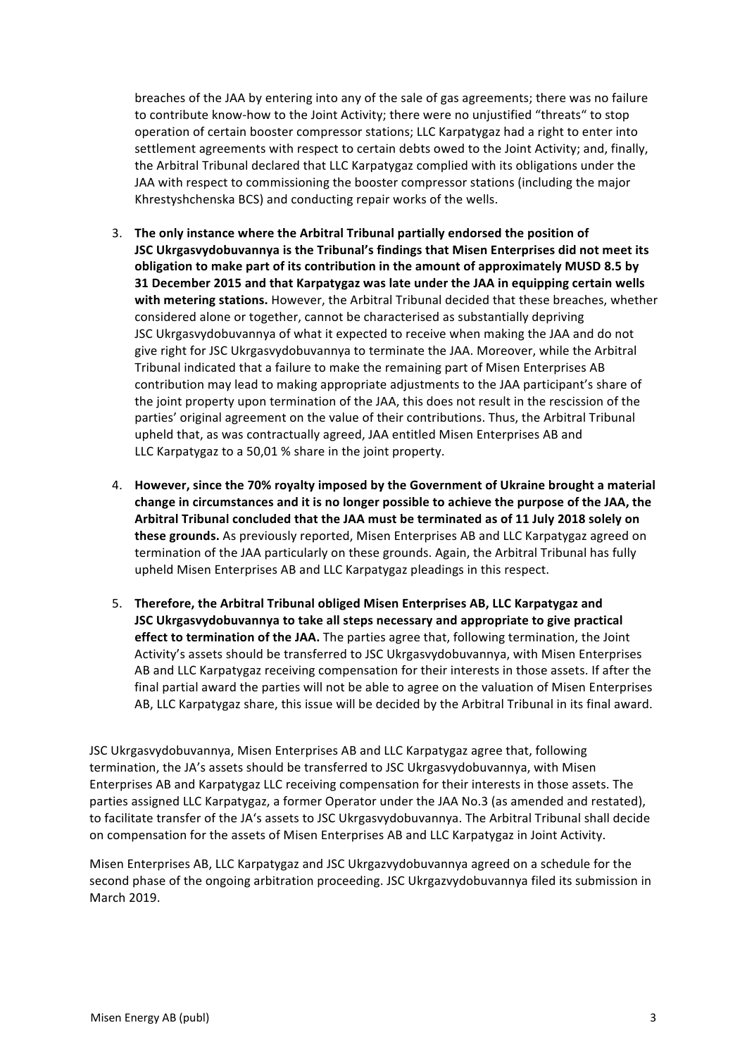breaches of the JAA by entering into any of the sale of gas agreements; there was no failure to contribute know-how to the Joint Activity; there were no unjustified "threats" to stop operation of certain booster compressor stations; LLC Karpatygaz had a right to enter into settlement agreements with respect to certain debts owed to the Joint Activity; and, finally, the Arbitral Tribunal declared that LLC Karpatygaz complied with its obligations under the JAA with respect to commissioning the booster compressor stations (including the major Khrestyshchenska BCS) and conducting repair works of the wells.

3. **The only instance where the Arbitral Tribunal partially endorsed the position of JSC Ukrgasvydobuvannya is the Tribunal's findings that Misen Enterprises did not meet its obligation to make part of its contribution in the amount of approximately MUSD 8.5 by 31 December 2015 and that Karpatygaz was late under the JAA in equipping certain wells with metering stations.** However, the Arbitral Tribunal decided that these breaches, whether considered alone or together, cannot be characterised as substantially depriving JSC Ukrgasvydobuvannya of what it expected to receive when making the JAA and do not give right for JSC Ukrgasvydobuvannya to terminate the JAA. Moreover, while the Arbitral Tribunal indicated that a failure to make the remaining part of Misen Enterprises AB contribution may lead to making appropriate adjustments to the JAA participant's share of the joint property upon termination of the JAA, this does not result in the rescission of the parties' original agreement on the value of their contributions. Thus, the Arbitral Tribunal upheld that, as was contractually agreed, JAA entitled Misen Enterprises AB and LLC Karpatygaz to a 50,01 % share in the joint property.

4. **However, since the 70% royalty imposed by the Government of Ukraine brought a material change in circumstances and it is no longer possible to achieve the purpose of the JAA, the Arbitral Tribunal concluded that the JAA must be terminated as of 11 July 2018 solely on these grounds.** As previously reported, Misen Enterprises AB and LLC Karpatygaz agreed on termination of the JAA particularly on these grounds. Again, the Arbitral Tribunal has fully upheld Misen Enterprises AB and LLC Karpatygaz pleadings in this respect.

5. **Therefore, the Arbitral Tribunal obliged Misen Enterprises AB, LLC Karpatygaz and JSC Ukrgasvydobuvannya to take all steps necessary and appropriate to give practical effect to termination of the JAA.** The parties agree that, following termination, the Joint Activity's assets should be transferred to JSC Ukrgasvydobuvannya, with Misen Enterprises AB and LLC Karpatygaz receiving compensation for their interests in those assets. If after the final partial award the parties will not be able to agree on the valuation of Misen Enterprises AB, LLC Karpatygaz share, this issue will be decided by the Arbitral Tribunal in its final award.

JSC Ukrgasvydobuvannya, Misen Enterprises AB and LLC Karpatygaz agree that, following termination, the JA's assets should be transferred to JSC Ukrgasvydobuvannya, with Misen Enterprises AB and Karpatygaz LLC receiving compensation for their interests in those assets. The parties assigned LLC Karpatygaz, a former Operator under the JAA No.3 (as amended and restated), to facilitate transfer of the JA's assets to JSC Ukrgasvydobuvannya. The Arbitral Tribunal shall decide on compensation for the assets of Misen Enterprises AB and LLC Karpatygaz in Joint Activity.

Misen Enterprises AB, LLC Karpatygaz and JSC Ukrgazvydobuvannya agreed on a schedule for the second phase of the ongoing arbitration proceeding. JSC Ukrgazvydobuvannya filed its submission in March 2019.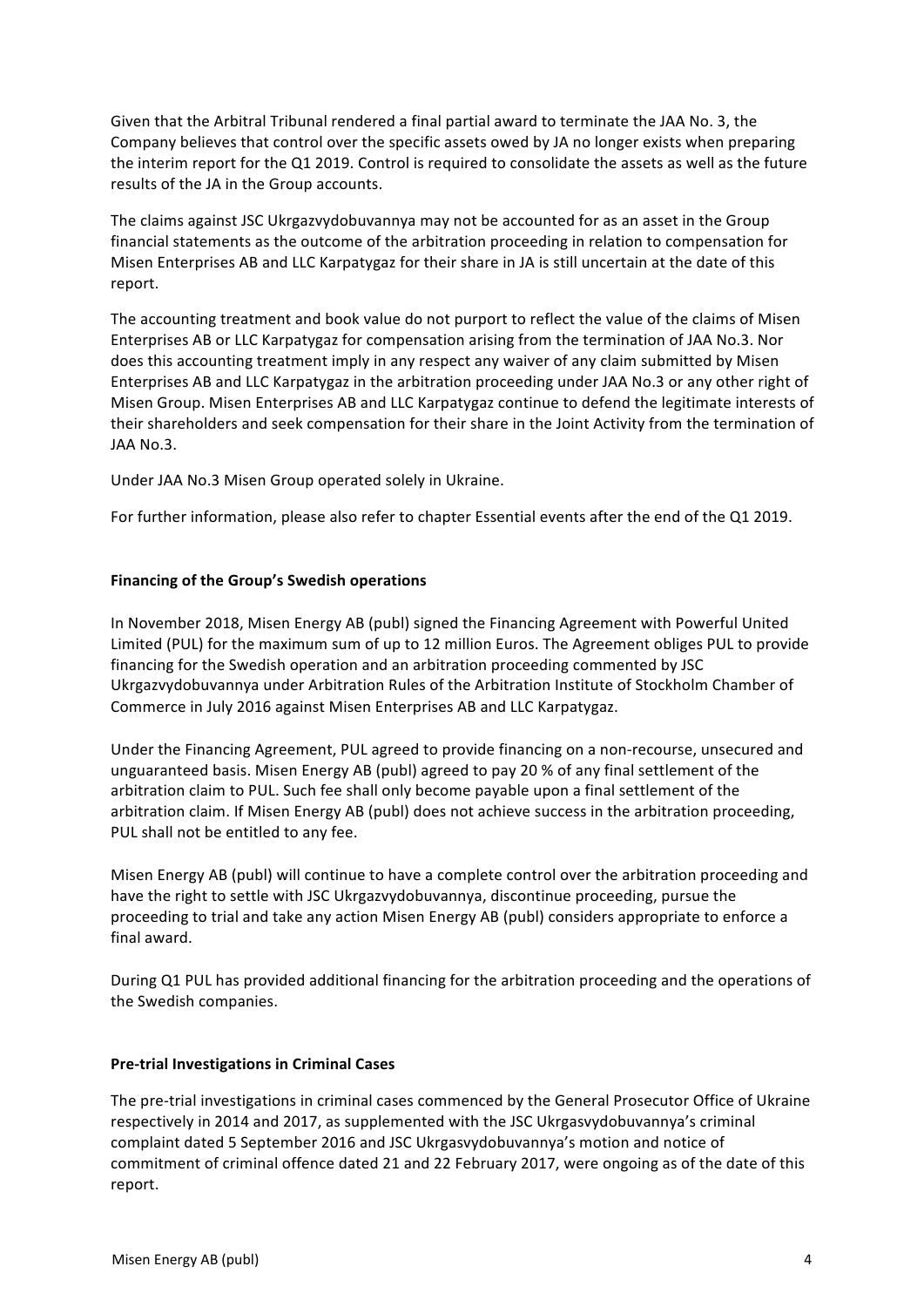Given that the Arbitral Tribunal rendered a final partial award to terminate the JAA No. 3, the Company believes that control over the specific assets owed by JA no longer exists when preparing the interim report for the Q1 2019. Control is required to consolidate the assets as well as the future results of the JA in the Group accounts.

The claims against JSC Ukrgazvydobuvannya may not be accounted for as an asset in the Group financial statements as the outcome of the arbitration proceeding in relation to compensation for Misen Enterprises AB and LLC Karpatygaz for their share in JA is still uncertain at the date of this report.

The accounting treatment and book value do not purport to reflect the value of the claims of Misen Enterprises AB or LLC Karpatygaz for compensation arising from the termination of JAA No.3. Nor does this accounting treatment imply in any respect any waiver of any claim submitted by Misen Enterprises AB and LLC Karpatygaz in the arbitration proceeding under JAA No.3 or any other right of Misen Group. Misen Enterprises AB and LLC Karpatygaz continue to defend the legitimate interests of their shareholders and seek compensation for their share in the Joint Activity from the termination of JAA No.3.

Under JAA No.3 Misen Group operated solely in Ukraine.

For further information, please also refer to chapter Essential events after the end of the Q1 2019.

**Financing of the Group's Swedish operations**

In November 2018, Misen Energy AB (publ) signed the Financing Agreement with Powerful United Limited (PUL) for the maximum sum of up to 12 million Euros. The Agreement obliges PUL to provide financing for the Swedish operation and an arbitration proceeding commented by JSC Ukrgazvydobuvannya under Arbitration Rules of the Arbitration Institute of Stockholm Chamber of Commerce in July 2016 against Misen Enterprises AB and LLC Karpatygaz.

Under the Financing Agreement, PUL agreed to provide financing on a non-recourse, unsecured and unguaranteed basis. Misen Energy AB (publ) agreed to pay 20 % of any final settlement of the arbitration claim to PUL. Such fee shall only become payable upon a final settlement of the arbitration claim. If Misen Energy AB (publ) does not achieve success in the arbitration proceeding, PUL shall not be entitled to any fee.

Misen Energy AB (publ) will continue to have a complete control over the arbitration proceeding and have the right to settle with JSC Ukrgazvydobuvannya, discontinue proceeding, pursue the proceeding to trial and take any action Misen Energy AB (publ) considers appropriate to enforce a final award.

During Q1 PUL has provided additional financing for the arbitration proceeding and the operations of the Swedish companies.

**Pre-trial Investigations in Criminal Cases**

The pre-trial investigations in criminal cases commenced by the General Prosecutor Office of Ukraine respectively in 2014 and 2017, as supplemented with the JSC Ukrgasvydobuvannya's criminal complaint dated 5 September 2016 and JSC Ukrgasvydobuvannya's motion and notice of commitment of criminal offence dated 21 and 22 February 2017, were ongoing as of the date of this report.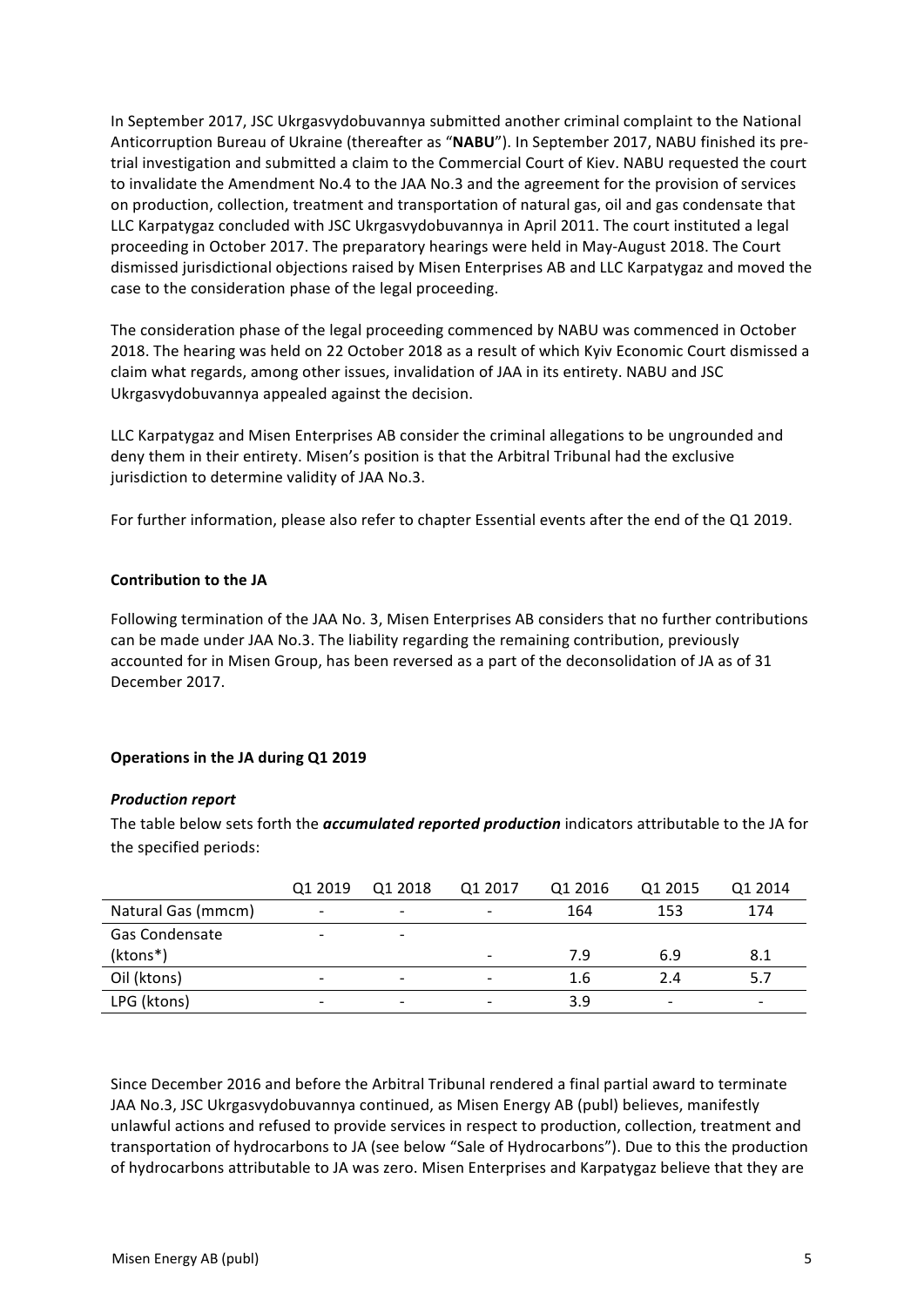In September 2017, JSC Ukrgasvydobuvannya submitted another criminal complaint to the National Anticorruption Bureau of Ukraine (thereafter as "**NABU**"). In September 2017, NABU finished its pre-trial investigation and submitted a claim to the Commercial Court of Kiev. NABU requested the court to invalidate the Amendment No.4 to the JAA No.3 and the agreement for the provision of services on production, collection, treatment and transportation of natural gas, oil and gas condensate that LLC Karpatygaz concluded with JSC Ukrgasvydobuvannya in April 2011. The court instituted a legal proceeding in October 2017. The preparatory hearings were held in May-August 2018. The Court dismissed jurisdictional objections raised by Misen Enterprises AB and LLC Karpatygaz and moved the case to the consideration phase of the legal proceeding.

The consideration phase of the legal proceeding commenced by NABU was commenced in October 2018. The hearing was held on 22 October 2018 as a result of which Kyiv Economic Court dismissed a claim what regards, among other issues, invalidation of JAA in its entirety. NABU and JSC Ukrgasvydobuvannya appealed against the decision.

LLC Karpatygaz and Misen Enterprises AB consider the criminal allegations to be ungrounded and deny them in their entirety. Misen's position is that the Arbitral Tribunal had the exclusive jurisdiction to determine validity of JAA No.3.

For further information, please also refer to chapter Essential events after the end of the Q1 2019.

**Contribution to the JA**

Following termination of the JAA No. 3, Misen Enterprises AB considers that no further contributions can be made under JAA No.3. The liability regarding the remaining contribution, previously accounted for in Misen Group, has been reversed as a part of the deconsolidation of JA as of 31 December 2017.

**Operations in the JA during Q1 2019**

***Production report***

The table below sets forth the ***accumulated reported production*** indicators attributable to the JA for the specified periods:

| | Q1 2019 | Q1 2018 | Q1 2017 | Q1 2016 | Q1 2015 | Q1 2014 |
|---|---|---|---|---|---|---|
| Natural Gas (mmcm) | - | - | - | 164 | 153 | 174 |
| Gas Condensate (ktons*) | - | - | - | 7.9 | 6.9 | 8.1 |
| Oil (ktons) | - | - | - | 1.6 | 2.4 | 5.7 |
| LPG (ktons) | - | - | - | 3.9 | - | - |

Since December 2016 and before the Arbitral Tribunal rendered a final partial award to terminate JAA No.3, JSC Ukrgasvydobuvannya continued, as Misen Energy AB (publ) believes, manifestly unlawful actions and refused to provide services in respect to production, collection, treatment and transportation of hydrocarbons to JA (see below "Sale of Hydrocarbons"). Due to this the production of hydrocarbons attributable to JA was zero. Misen Enterprises and Karpatygaz believe that they are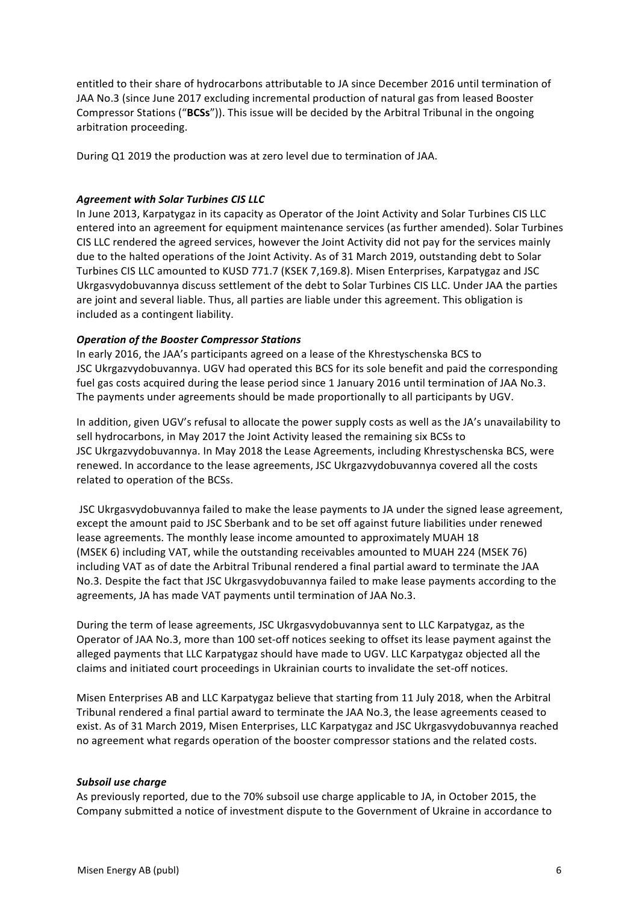entitled to their share of hydrocarbons attributable to JA since December 2016 until termination of JAA No.3 (since June 2017 excluding incremental production of natural gas from leased Booster Compressor Stations ("**BCSs**")). This issue will be decided by the Arbitral Tribunal in the ongoing arbitration proceeding.

During Q1 2019 the production was at zero level due to termination of JAA.

***Agreement with Solar Turbines CIS LLC***

In June 2013, Karpatygaz in its capacity as Operator of the Joint Activity and Solar Turbines CIS LLC entered into an agreement for equipment maintenance services (as further amended). Solar Turbines CIS LLC rendered the agreed services, however the Joint Activity did not pay for the services mainly due to the halted operations of the Joint Activity. As of 31 March 2019, outstanding debt to Solar Turbines CIS LLC amounted to KUSD 771.7 (KSEK 7,169.8). Misen Enterprises, Karpatygaz and JSC Ukrgasvydobuvannya discuss settlement of the debt to Solar Turbines CIS LLC. Under JAA the parties are joint and several liable. Thus, all parties are liable under this agreement. This obligation is included as a contingent liability.

***Operation of the Booster Compressor Stations***

In early 2016, the JAA's participants agreed on a lease of the Khrestyschenska BCS to JSC Ukrgazvydobuvannya. UGV had operated this BCS for its sole benefit and paid the corresponding fuel gas costs acquired during the lease period since 1 January 2016 until termination of JAA No.3. The payments under agreements should be made proportionally to all participants by UGV.

In addition, given UGV's refusal to allocate the power supply costs as well as the JA's unavailability to sell hydrocarbons, in May 2017 the Joint Activity leased the remaining six BCSs to JSC Ukrgazvydobuvannya. In May 2018 the Lease Agreements, including Khrestyschenska BCS, were renewed. In accordance to the lease agreements, JSC Ukrgazvydobuvannya covered all the costs related to operation of the BCSs.

JSC Ukrgasvydobuvannya failed to make the lease payments to JA under the signed lease agreement, except the amount paid to JSC Sberbank and to be set off against future liabilities under renewed lease agreements. The monthly lease income amounted to approximately MUAH 18 (MSEK 6) including VAT, while the outstanding receivables amounted to MUAH 224 (MSEK 76) including VAT as of date the Arbitral Tribunal rendered a final partial award to terminate the JAA No.3. Despite the fact that JSC Ukrgasvydobuvannya failed to make lease payments according to the agreements, JA has made VAT payments until termination of JAA No.3.

During the term of lease agreements, JSC Ukrgasvydobuvannya sent to LLC Karpatygaz, as the Operator of JAA No.3, more than 100 set-off notices seeking to offset its lease payment against the alleged payments that LLC Karpatygaz should have made to UGV. LLC Karpatygaz objected all the claims and initiated court proceedings in Ukrainian courts to invalidate the set-off notices.

Misen Enterprises AB and LLC Karpatygaz believe that starting from 11 July 2018, when the Arbitral Tribunal rendered a final partial award to terminate the JAA No.3, the lease agreements ceased to exist. As of 31 March 2019, Misen Enterprises, LLC Karpatygaz and JSC Ukrgasvydobuvannya reached no agreement what regards operation of the booster compressor stations and the related costs.

***Subsoil use charge***

As previously reported, due to the 70% subsoil use charge applicable to JA, in October 2015, the Company submitted a notice of investment dispute to the Government of Ukraine in accordance to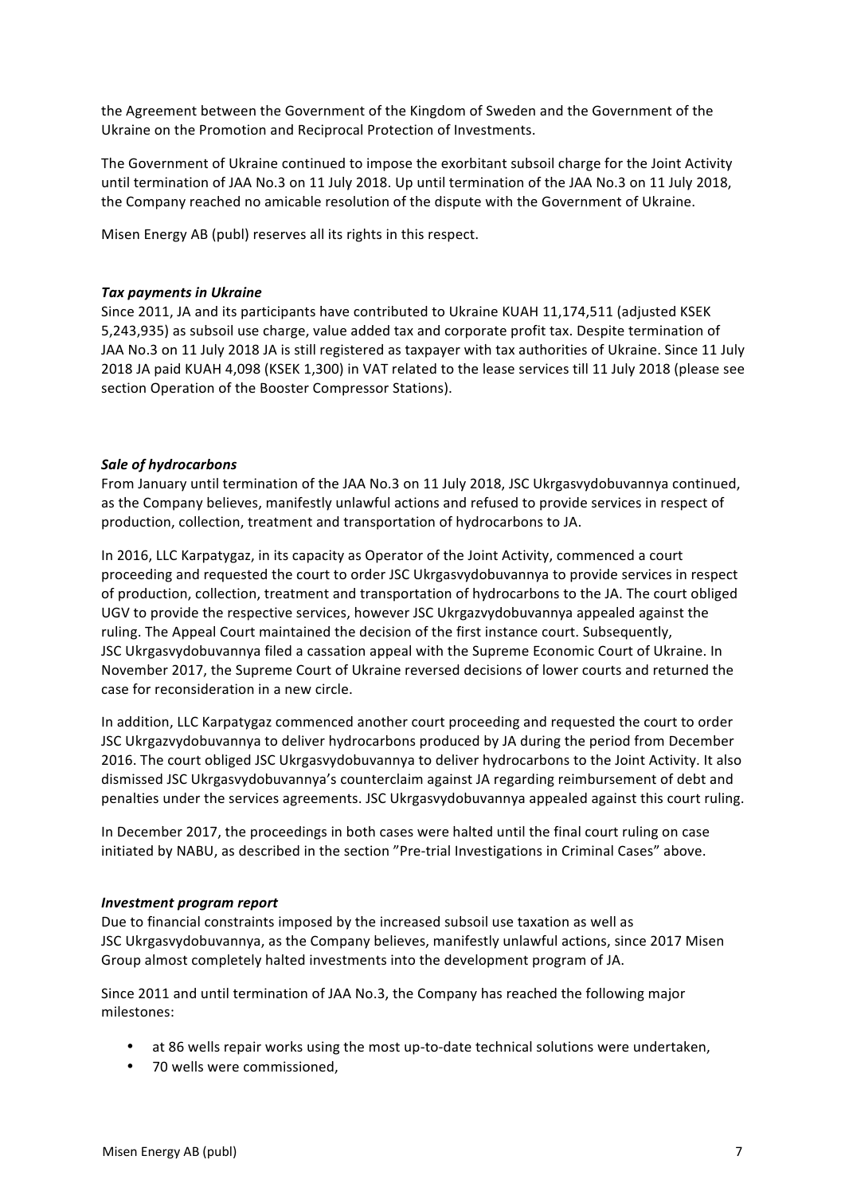the Agreement between the Government of the Kingdom of Sweden and the Government of the Ukraine on the Promotion and Reciprocal Protection of Investments.

The Government of Ukraine continued to impose the exorbitant subsoil charge for the Joint Activity until termination of JAA No.3 on 11 July 2018. Up until termination of the JAA No.3 on 11 July 2018, the Company reached no amicable resolution of the dispute with the Government of Ukraine.

Misen Energy AB (publ) reserves all its rights in this respect.

***Tax payments in Ukraine***
Since 2011, JA and its participants have contributed to Ukraine KUAH 11,174,511 (adjusted KSEK 5,243,935) as subsoil use charge, value added tax and corporate profit tax. Despite termination of JAA No.3 on 11 July 2018 JA is still registered as taxpayer with tax authorities of Ukraine. Since 11 July 2018 JA paid KUAH 4,098 (KSEK 1,300) in VAT related to the lease services till 11 July 2018 (please see section Operation of the Booster Compressor Stations).

***Sale of hydrocarbons***
From January until termination of the JAA No.3 on 11 July 2018, JSC Ukrgasvydobuvannya continued, as the Company believes, manifestly unlawful actions and refused to provide services in respect of production, collection, treatment and transportation of hydrocarbons to JA.

In 2016, LLC Karpatygaz, in its capacity as Operator of the Joint Activity, commenced a court proceeding and requested the court to order JSC Ukrgasvydobuvannya to provide services in respect of production, collection, treatment and transportation of hydrocarbons to the JA. The court obliged UGV to provide the respective services, however JSC Ukrgazvydobuvannya appealed against the ruling. The Appeal Court maintained the decision of the first instance court. Subsequently, JSC Ukrgasvydobuvannya filed a cassation appeal with the Supreme Economic Court of Ukraine. In November 2017, the Supreme Court of Ukraine reversed decisions of lower courts and returned the case for reconsideration in a new circle.

In addition, LLC Karpatygaz commenced another court proceeding and requested the court to order JSC Ukrgazvydobuvannya to deliver hydrocarbons produced by JA during the period from December 2016. The court obliged JSC Ukrgasvydobuvannya to deliver hydrocarbons to the Joint Activity. It also dismissed JSC Ukrgasvydobuvannya's counterclaim against JA regarding reimbursement of debt and penalties under the services agreements. JSC Ukrgasvydobuvannya appealed against this court ruling.

In December 2017, the proceedings in both cases were halted until the final court ruling on case initiated by NABU, as described in the section "Pre-trial Investigations in Criminal Cases" above.

***Investment program report***
Due to financial constraints imposed by the increased subsoil use taxation as well as JSC Ukrgasvydobuvannya, as the Company believes, manifestly unlawful actions, since 2017 Misen Group almost completely halted investments into the development program of JA.

Since 2011 and until termination of JAA No.3, the Company has reached the following major milestones:

- at 86 wells repair works using the most up-to-date technical solutions were undertaken,
- 70 wells were commissioned,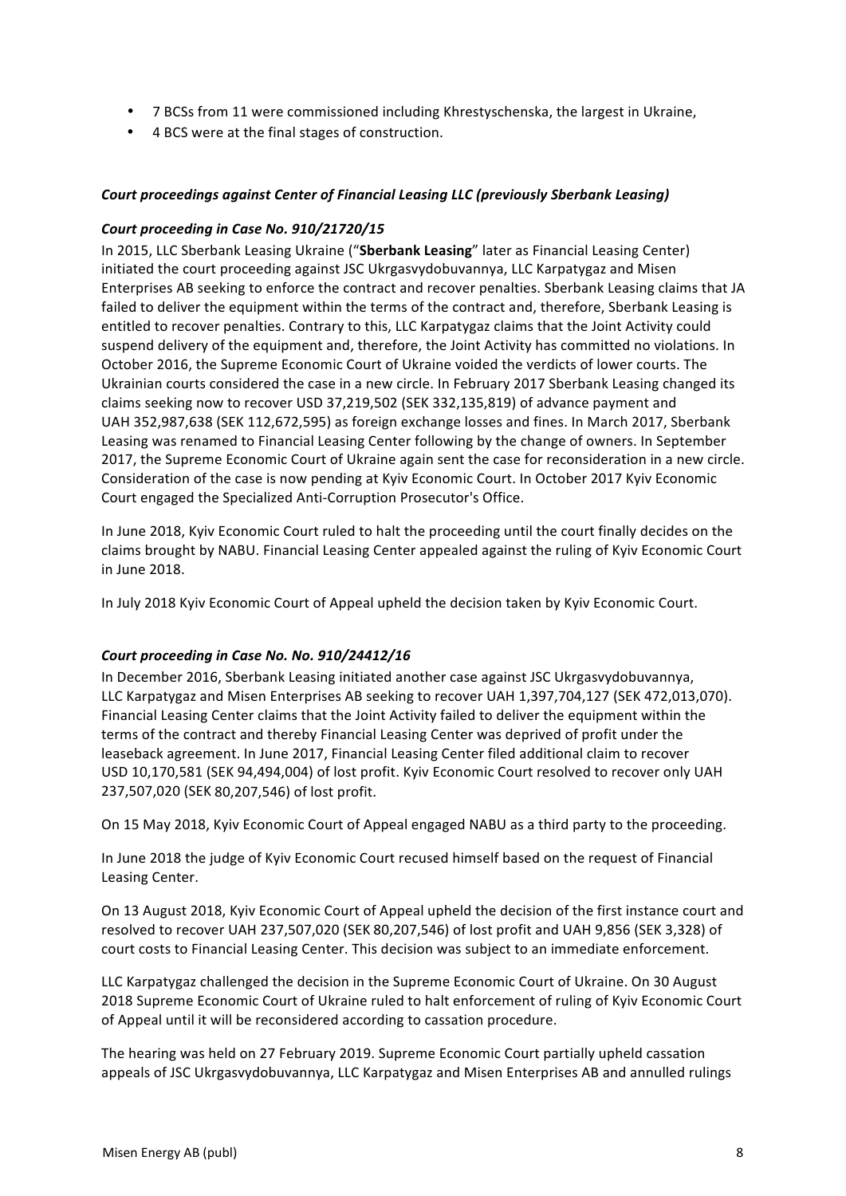- 7 BCSs from 11 were commissioned including Khrestyschenska, the largest in Ukraine,
- 4 BCS were at the final stages of construction.

***Court proceedings against Center of Financial Leasing LLC (previously Sberbank Leasing)***

***Court proceeding in Case No. 910/21720/15***

In 2015, LLC Sberbank Leasing Ukraine ("**Sberbank Leasing**" later as Financial Leasing Center) initiated the court proceeding against JSC Ukrgasvydobuvannya, LLC Karpatygaz and Misen Enterprises AB seeking to enforce the contract and recover penalties. Sberbank Leasing claims that JA failed to deliver the equipment within the terms of the contract and, therefore, Sberbank Leasing is entitled to recover penalties. Contrary to this, LLC Karpatygaz claims that the Joint Activity could suspend delivery of the equipment and, therefore, the Joint Activity has committed no violations. In October 2016, the Supreme Economic Court of Ukraine voided the verdicts of lower courts. The Ukrainian courts considered the case in a new circle. In February 2017 Sberbank Leasing changed its claims seeking now to recover USD 37,219,502 (SEK 332,135,819) of advance payment and UAH 352,987,638 (SEK 112,672,595) as foreign exchange losses and fines. In March 2017, Sberbank Leasing was renamed to Financial Leasing Center following by the change of owners. In September 2017, the Supreme Economic Court of Ukraine again sent the case for reconsideration in a new circle. Consideration of the case is now pending at Kyiv Economic Court. In October 2017 Kyiv Economic Court engaged the Specialized Anti-Corruption Prosecutor's Office.

In June 2018, Kyiv Economic Court ruled to halt the proceeding until the court finally decides on the claims brought by NABU. Financial Leasing Center appealed against the ruling of Kyiv Economic Court in June 2018.

In July 2018 Kyiv Economic Court of Appeal upheld the decision taken by Kyiv Economic Court.

***Court proceeding in Case No. No. 910/24412/16***

In December 2016, Sberbank Leasing initiated another case against JSC Ukrgasvydobuvannya, LLC Karpatygaz and Misen Enterprises AB seeking to recover UAH 1,397,704,127 (SEK 472,013,070). Financial Leasing Center claims that the Joint Activity failed to deliver the equipment within the terms of the contract and thereby Financial Leasing Center was deprived of profit under the leaseback agreement. In June 2017, Financial Leasing Center filed additional claim to recover USD 10,170,581 (SEK 94,494,004) of lost profit. Kyiv Economic Court resolved to recover only UAH 237,507,020 (SEK 80,207,546) of lost profit.

On 15 May 2018, Kyiv Economic Court of Appeal engaged NABU as a third party to the proceeding.

In June 2018 the judge of Kyiv Economic Court recused himself based on the request of Financial Leasing Center.

On 13 August 2018, Kyiv Economic Court of Appeal upheld the decision of the first instance court and resolved to recover UAH 237,507,020 (SEK 80,207,546) of lost profit and UAH 9,856 (SEK 3,328) of court costs to Financial Leasing Center. This decision was subject to an immediate enforcement.

LLC Karpatygaz challenged the decision in the Supreme Economic Court of Ukraine. On 30 August 2018 Supreme Economic Court of Ukraine ruled to halt enforcement of ruling of Kyiv Economic Court of Appeal until it will be reconsidered according to cassation procedure.

The hearing was held on 27 February 2019. Supreme Economic Court partially upheld cassation appeals of JSC Ukrgasvydobuvannya, LLC Karpatygaz and Misen Enterprises AB and annulled rulings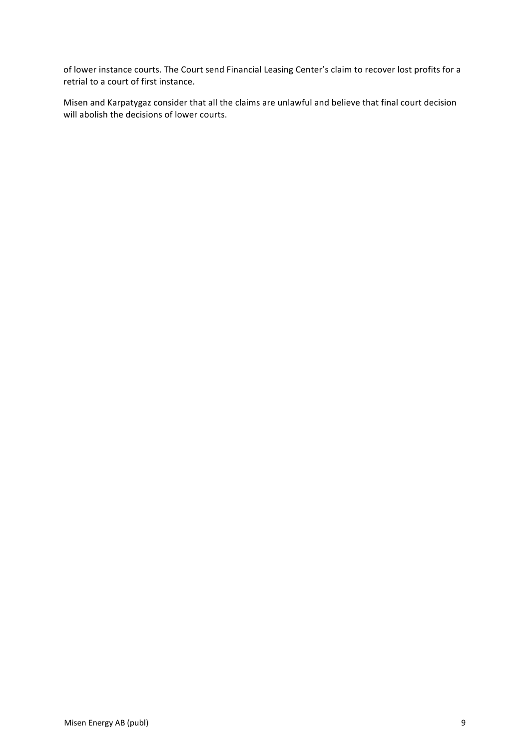of lower instance courts. The Court send Financial Leasing Center's claim to recover lost profits for a retrial to a court of first instance.

Misen and Karpatygaz consider that all the claims are unlawful and believe that final court decision will abolish the decisions of lower courts.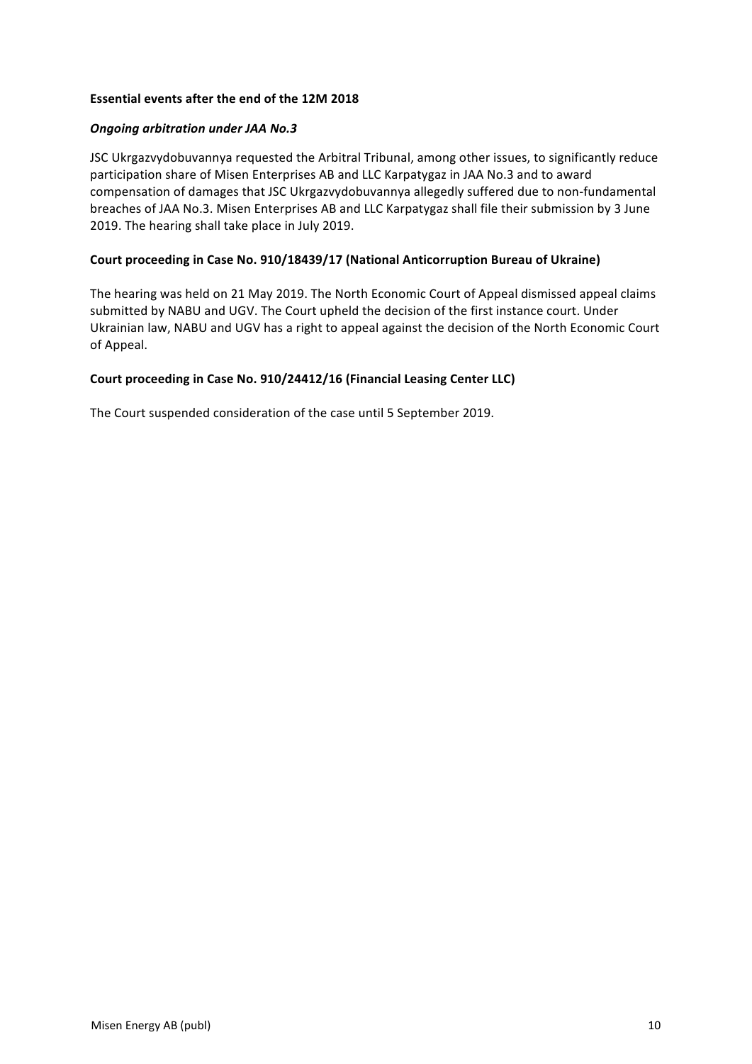**Essential events after the end of the 12M 2018**

***Ongoing arbitration under JAA No.3***

JSC Ukrgazvydobuvannya requested the Arbitral Tribunal, among other issues, to significantly reduce participation share of Misen Enterprises AB and LLC Karpatygaz in JAA No.3 and to award compensation of damages that JSC Ukrgazvydobuvannya allegedly suffered due to non-fundamental breaches of JAA No.3. Misen Enterprises AB and LLC Karpatygaz shall file their submission by 3 June 2019. The hearing shall take place in July 2019.

**Court proceeding in Case No. 910/18439/17 (National Anticorruption Bureau of Ukraine)**

The hearing was held on 21 May 2019. The North Economic Court of Appeal dismissed appeal claims submitted by NABU and UGV. The Court upheld the decision of the first instance court. Under Ukrainian law, NABU and UGV has a right to appeal against the decision of the North Economic Court of Appeal.

**Court proceeding in Case No. 910/24412/16 (Financial Leasing Center LLC)**

The Court suspended consideration of the case until 5 September 2019.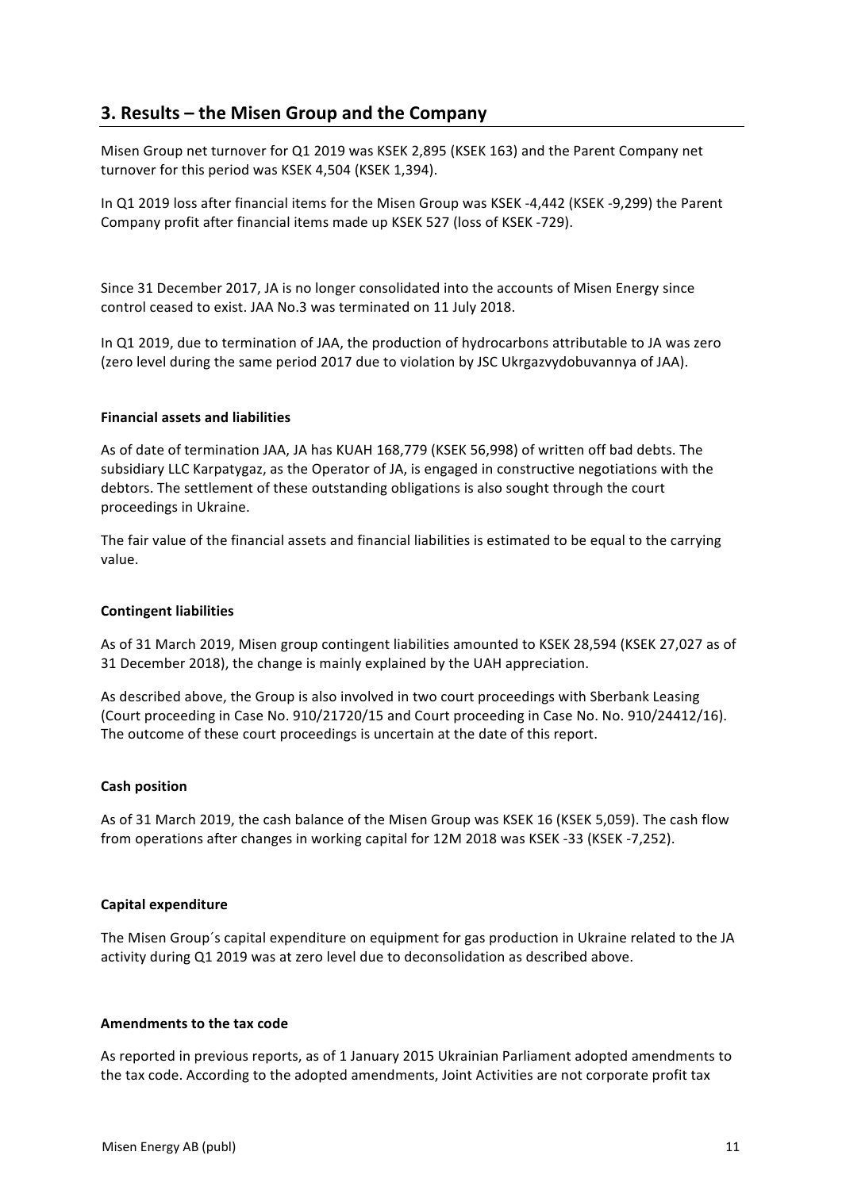## 3. Results – the Misen Group and the Company

Misen Group net turnover for Q1 2019 was KSEK 2,895 (KSEK 163) and the Parent Company net turnover for this period was KSEK 4,504 (KSEK 1,394).

In Q1 2019 loss after financial items for the Misen Group was KSEK -4,442 (KSEK -9,299) the Parent Company profit after financial items made up KSEK 527 (loss of KSEK -729).

Since 31 December 2017, JA is no longer consolidated into the accounts of Misen Energy since control ceased to exist. JAA No.3 was terminated on 11 July 2018.

In Q1 2019, due to termination of JAA, the production of hydrocarbons attributable to JA was zero (zero level during the same period 2017 due to violation by JSC Ukrgazvydobuvannya of JAA).

**Financial assets and liabilities**

As of date of termination JAA, JA has KUAH 168,779 (KSEK 56,998) of written off bad debts. The subsidiary LLC Karpatygaz, as the Operator of JA, is engaged in constructive negotiations with the debtors. The settlement of these outstanding obligations is also sought through the court proceedings in Ukraine.

The fair value of the financial assets and financial liabilities is estimated to be equal to the carrying value.

**Contingent liabilities**

As of 31 March 2019, Misen group contingent liabilities amounted to KSEK 28,594 (KSEK 27,027 as of 31 December 2018), the change is mainly explained by the UAH appreciation.

As described above, the Group is also involved in two court proceedings with Sberbank Leasing (Court proceeding in Case No. 910/21720/15 and Court proceeding in Case No. No. 910/24412/16). The outcome of these court proceedings is uncertain at the date of this report.

**Cash position**

As of 31 March 2019, the cash balance of the Misen Group was KSEK 16 (KSEK 5,059). The cash flow from operations after changes in working capital for 12M 2018 was KSEK -33 (KSEK -7,252).

**Capital expenditure**

The Misen Group´s capital expenditure on equipment for gas production in Ukraine related to the JA activity during Q1 2019 was at zero level due to deconsolidation as described above.

**Amendments to the tax code**

As reported in previous reports, as of 1 January 2015 Ukrainian Parliament adopted amendments to the tax code. According to the adopted amendments, Joint Activities are not corporate profit tax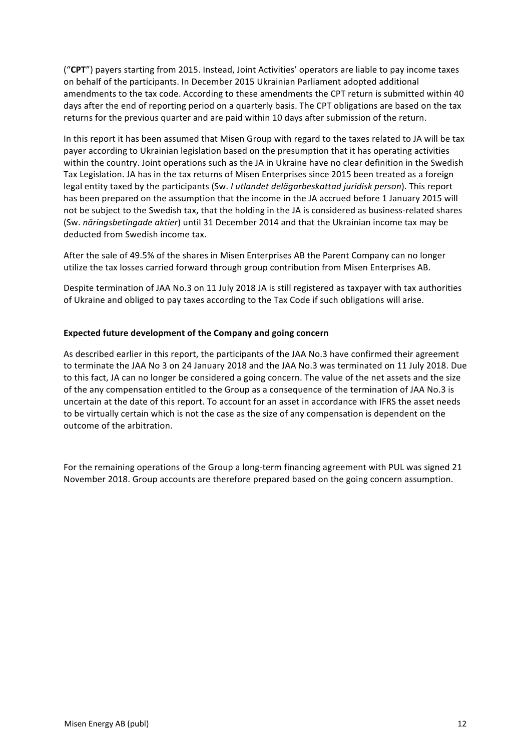("**CPT**") payers starting from 2015. Instead, Joint Activities' operators are liable to pay income taxes on behalf of the participants. In December 2015 Ukrainian Parliament adopted additional amendments to the tax code. According to these amendments the CPT return is submitted within 40 days after the end of reporting period on a quarterly basis. The CPT obligations are based on the tax returns for the previous quarter and are paid within 10 days after submission of the return.

In this report it has been assumed that Misen Group with regard to the taxes related to JA will be tax payer according to Ukrainian legislation based on the presumption that it has operating activities within the country. Joint operations such as the JA in Ukraine have no clear definition in the Swedish Tax Legislation. JA has in the tax returns of Misen Enterprises since 2015 been treated as a foreign legal entity taxed by the participants (Sw. *I utlandet delägarbeskattad juridisk person*). This report has been prepared on the assumption that the income in the JA accrued before 1 January 2015 will not be subject to the Swedish tax, that the holding in the JA is considered as business-related shares (Sw. *näringsbetingade aktier*) until 31 December 2014 and that the Ukrainian income tax may be deducted from Swedish income tax.

After the sale of 49.5% of the shares in Misen Enterprises AB the Parent Company can no longer utilize the tax losses carried forward through group contribution from Misen Enterprises AB.

Despite termination of JAA No.3 on 11 July 2018 JA is still registered as taxpayer with tax authorities of Ukraine and obliged to pay taxes according to the Tax Code if such obligations will arise.

**Expected future development of the Company and going concern**

As described earlier in this report, the participants of the JAA No.3 have confirmed their agreement to terminate the JAA No 3 on 24 January 2018 and the JAA No.3 was terminated on 11 July 2018. Due to this fact, JA can no longer be considered a going concern. The value of the net assets and the size of the any compensation entitled to the Group as a consequence of the termination of JAA No.3 is uncertain at the date of this report. To account for an asset in accordance with IFRS the asset needs to be virtually certain which is not the case as the size of any compensation is dependent on the outcome of the arbitration.

For the remaining operations of the Group a long-term financing agreement with PUL was signed 21 November 2018. Group accounts are therefore prepared based on the going concern assumption.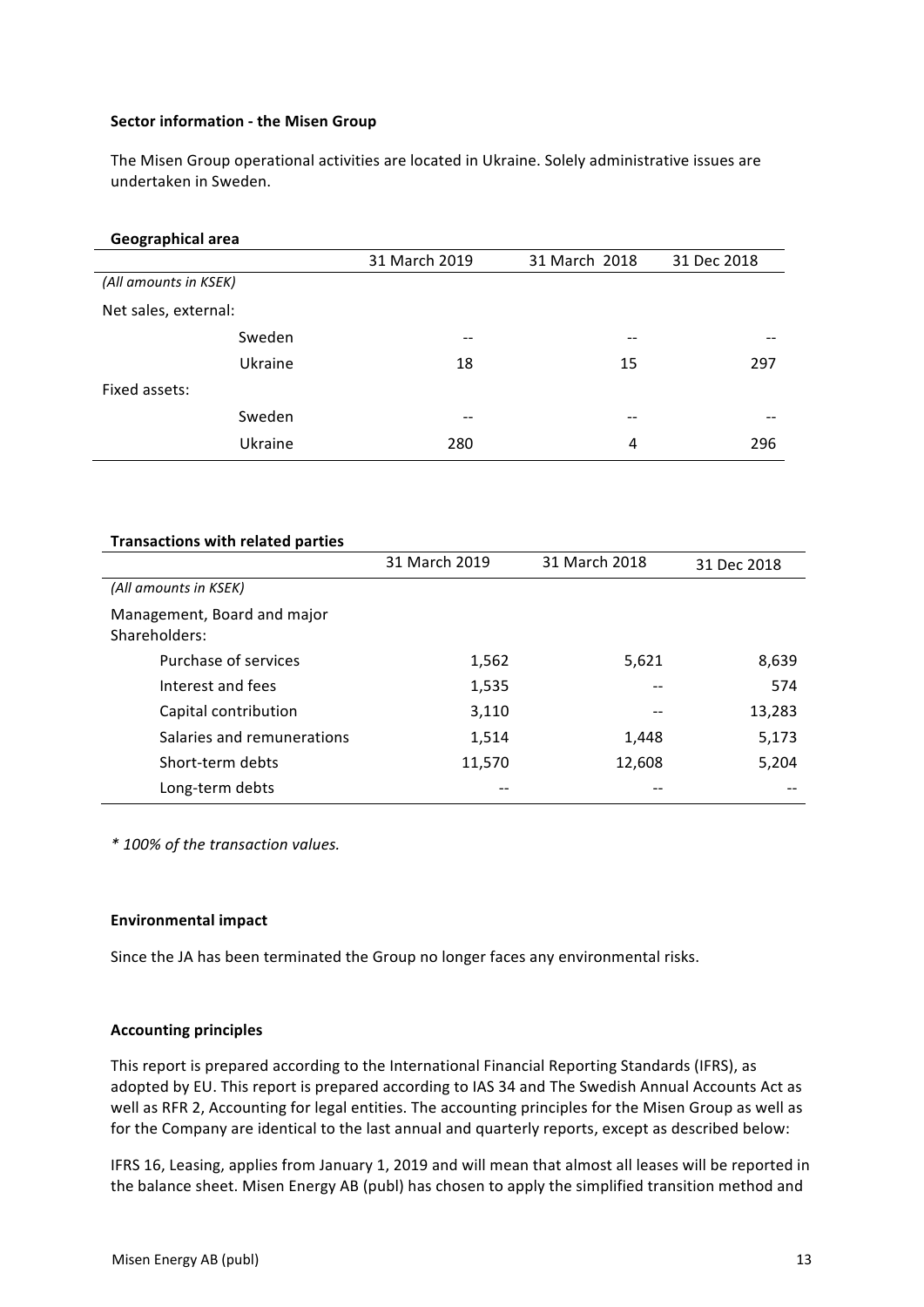**Sector information - the Misen Group**

The Misen Group operational activities are located in Ukraine. Solely administrative issues are undertaken in Sweden.

**Geographical area**

| | 31 March 2019 | 31 March 2018 | 31 Dec 2018 |
|---|---|---|---|
| *(All amounts in KSEK)* | | | |
| Net sales, external: | | | |
| Sweden | -- | -- | -- |
| Ukraine | 18 | 15 | 297 |
| Fixed assets: | | | |
| Sweden | -- | -- | -- |
| Ukraine | 280 | 4 | 296 |

**Transactions with related parties**

| | 31 March 2019 | 31 March 2018 | 31 Dec 2018 |
|---|---|---|---|
| *(All amounts in KSEK)* | | | |
| Management, Board and major Shareholders: | | | |
| Purchase of services | 1,562 | 5,621 | 8,639 |
| Interest and fees | 1,535 | -- | 574 |
| Capital contribution | 3,110 | -- | 13,283 |
| Salaries and remunerations | 1,514 | 1,448 | 5,173 |
| Short-term debts | 11,570 | 12,608 | 5,204 |
| Long-term debts | -- | -- | -- |

*\* 100% of the transaction values.*

**Environmental impact**

Since the JA has been terminated the Group no longer faces any environmental risks.

**Accounting principles**

This report is prepared according to the International Financial Reporting Standards (IFRS), as adopted by EU. This report is prepared according to IAS 34 and The Swedish Annual Accounts Act as well as RFR 2, Accounting for legal entities. The accounting principles for the Misen Group as well as for the Company are identical to the last annual and quarterly reports, except as described below:

IFRS 16, Leasing, applies from January 1, 2019 and will mean that almost all leases will be reported in the balance sheet. Misen Energy AB (publ) has chosen to apply the simplified transition method and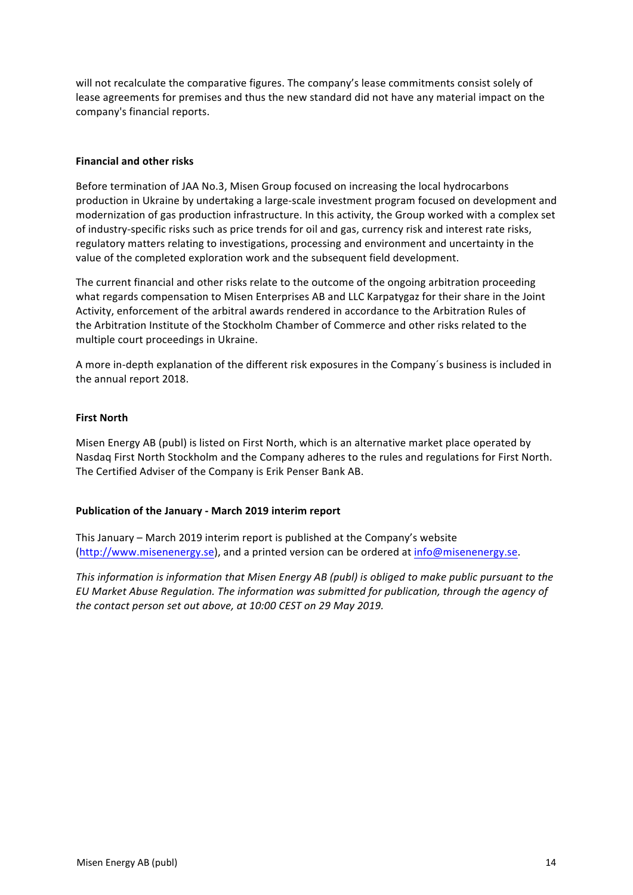will not recalculate the comparative figures. The company's lease commitments consist solely of lease agreements for premises and thus the new standard did not have any material impact on the company's financial reports.

**Financial and other risks**

Before termination of JAA No.3, Misen Group focused on increasing the local hydrocarbons production in Ukraine by undertaking a large-scale investment program focused on development and modernization of gas production infrastructure. In this activity, the Group worked with a complex set of industry-specific risks such as price trends for oil and gas, currency risk and interest rate risks, regulatory matters relating to investigations, processing and environment and uncertainty in the value of the completed exploration work and the subsequent field development.

The current financial and other risks relate to the outcome of the ongoing arbitration proceeding what regards compensation to Misen Enterprises AB and LLC Karpatygaz for their share in the Joint Activity, enforcement of the arbitral awards rendered in accordance to the Arbitration Rules of the Arbitration Institute of the Stockholm Chamber of Commerce and other risks related to the multiple court proceedings in Ukraine.

A more in-depth explanation of the different risk exposures in the Company´s business is included in the annual report 2018.

**First North**

Misen Energy AB (publ) is listed on First North, which is an alternative market place operated by Nasdaq First North Stockholm and the Company adheres to the rules and regulations for First North. The Certified Adviser of the Company is Erik Penser Bank AB.

**Publication of the January - March 2019 interim report**

This January – March 2019 interim report is published at the Company's website (http://www.misenenergy.se), and a printed version can be ordered at info@misenenergy.se.

*This information is information that Misen Energy AB (publ) is obliged to make public pursuant to the EU Market Abuse Regulation. The information was submitted for publication, through the agency of the contact person set out above, at 10:00 CEST on 29 May 2019.*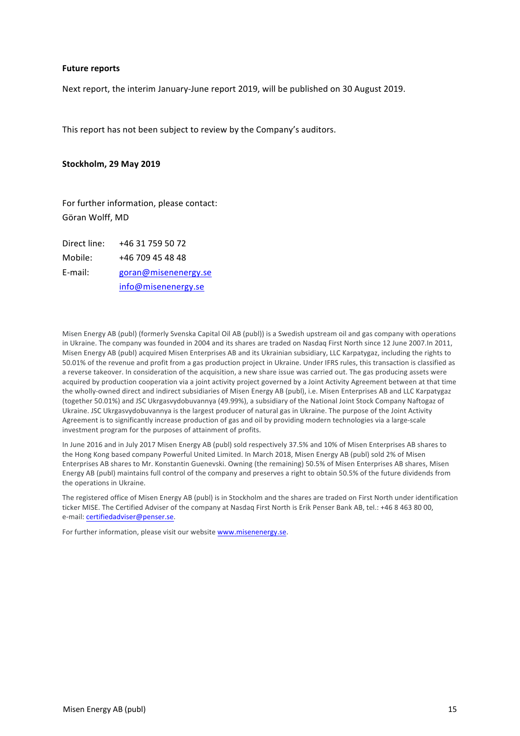**Future reports**

Next report, the interim January-June report 2019, will be published on 30 August 2019.

This report has not been subject to review by the Company's auditors.

**Stockholm, 29 May 2019**

For further information, please contact:
Göran Wolff, MD

| | |
|---|---|
| Direct line: | +46 31 759 50 72 |
| Mobile: | +46 709 45 48 48 |
| E-mail: | goran@misenenergy.se |
| | info@misenenergy.se |

Misen Energy AB (publ) (formerly Svenska Capital Oil AB (publ)) is a Swedish upstream oil and gas company with operations in Ukraine. The company was founded in 2004 and its shares are traded on Nasdaq First North since 12 June 2007.In 2011, Misen Energy AB (publ) acquired Misen Enterprises AB and its Ukrainian subsidiary, LLC Karpatygaz, including the rights to 50.01% of the revenue and profit from a gas production project in Ukraine. Under IFRS rules, this transaction is classified as a reverse takeover. In consideration of the acquisition, a new share issue was carried out. The gas producing assets were acquired by production cooperation via a joint activity project governed by a Joint Activity Agreement between at that time the wholly-owned direct and indirect subsidiaries of Misen Energy AB (publ), i.e. Misen Enterprises AB and LLC Karpatygaz (together 50.01%) and JSC Ukrgasvydobuvannya (49.99%), a subsidiary of the National Joint Stock Company Naftogaz of Ukraine. JSC Ukrgasvydobuvannya is the largest producer of natural gas in Ukraine. The purpose of the Joint Activity Agreement is to significantly increase production of gas and oil by providing modern technologies via a large-scale investment program for the purposes of attainment of profits.

In June 2016 and in July 2017 Misen Energy AB (publ) sold respectively 37.5% and 10% of Misen Enterprises AB shares to the Hong Kong based company Powerful United Limited. In March 2018, Misen Energy AB (publ) sold 2% of Misen Enterprises AB shares to Mr. Konstantin Guenevski. Owning (the remaining) 50.5% of Misen Enterprises AB shares, Misen Energy AB (publ) maintains full control of the company and preserves a right to obtain 50.5% of the future dividends from the operations in Ukraine.

The registered office of Misen Energy AB (publ) is in Stockholm and the shares are traded on First North under identification ticker MISE. The Certified Adviser of the company at Nasdaq First North is Erik Penser Bank AB, tel.: +46 8 463 80 00, e-mail: certifiedadviser@penser.se.

For further information, please visit our website www.misenenergy.se.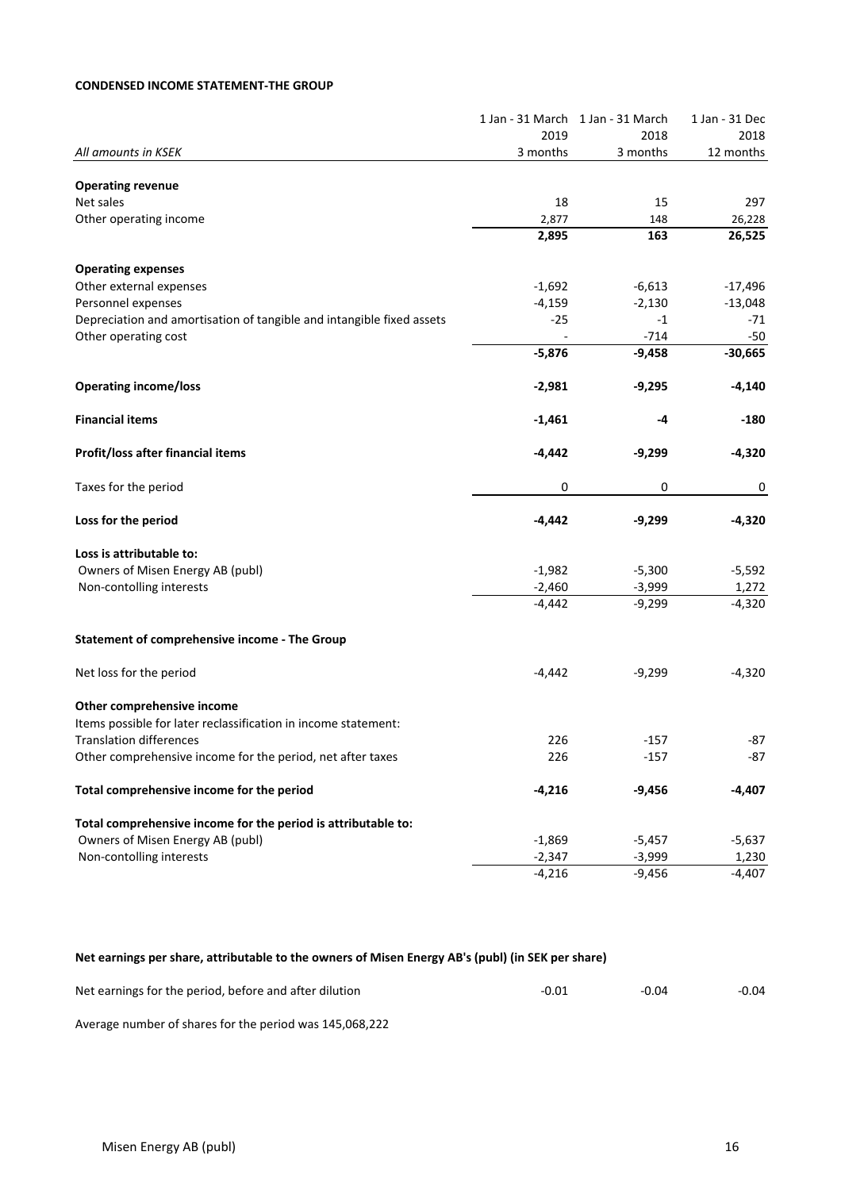**CONDENSED INCOME STATEMENT-THE GROUP**

| All amounts in KSEK | 1 Jan - 31 March 2019 3 months | 1 Jan - 31 March 2018 3 months | 1 Jan - 31 Dec 2018 12 months |
|---|---|---|---|
| **Operating revenue** | | | |
| Net sales | 18 | 15 | 297 |
| Other operating income | 2,877 | 148 | 26,228 |
| | **2,895** | **163** | **26,525** |
| **Operating expenses** | | | |
| Other external expenses | -1,692 | -6,613 | -17,496 |
| Personnel expenses | -4,159 | -2,130 | -13,048 |
| Depreciation and amortisation of tangible and intangible fixed assets | -25 | -1 | -71 |
| Other operating cost | - | -714 | -50 |
| | **-5,876** | **-9,458** | **-30,665** |
| **Operating income/loss** | **-2,981** | **-9,295** | **-4,140** |
| **Financial items** | **-1,461** | **-4** | **-180** |
| **Profit/loss after financial items** | **-4,442** | **-9,299** | **-4,320** |
| Taxes for the period | 0 | 0 | 0 |
| **Loss for the period** | **-4,442** | **-9,299** | **-4,320** |
| **Loss is attributable to:** | | | |
| Owners of Misen Energy AB (publ) | -1,982 | -5,300 | -5,592 |
| Non-contolling interests | -2,460 | -3,999 | 1,272 |
| | -4,442 | -9,299 | -4,320 |

**Statement of comprehensive income - The Group**

| | 1 Jan - 31 March 2019 3 months | 1 Jan - 31 March 2018 3 months | 1 Jan - 31 Dec 2018 12 months |
|---|---|---|---|
| Net loss for the period | -4,442 | -9,299 | -4,320 |
| **Other comprehensive income** | | | |
| Items possible for later reclassification in income statement: | | | |
| Translation differences | 226 | -157 | -87 |
| Other comprehensive income for the period, net after taxes | 226 | -157 | -87 |
| **Total comprehensive income for the period** | **-4,216** | **-9,456** | **-4,407** |
| **Total comprehensive income for the period is attributable to:** | | | |
| Owners of Misen Energy AB (publ) | -1,869 | -5,457 | -5,637 |
| Non-contolling interests | -2,347 | -3,999 | 1,230 |
| | -4,216 | -9,456 | -4,407 |

**Net earnings per share, attributable to the owners of Misen Energy AB's (publ) (in SEK per share)**

| | | | |
|---|---|---|---|
| Net earnings for the period, before and after dilution | -0.01 | -0.04 | -0.04 |

Average number of shares for the period was 145,068,222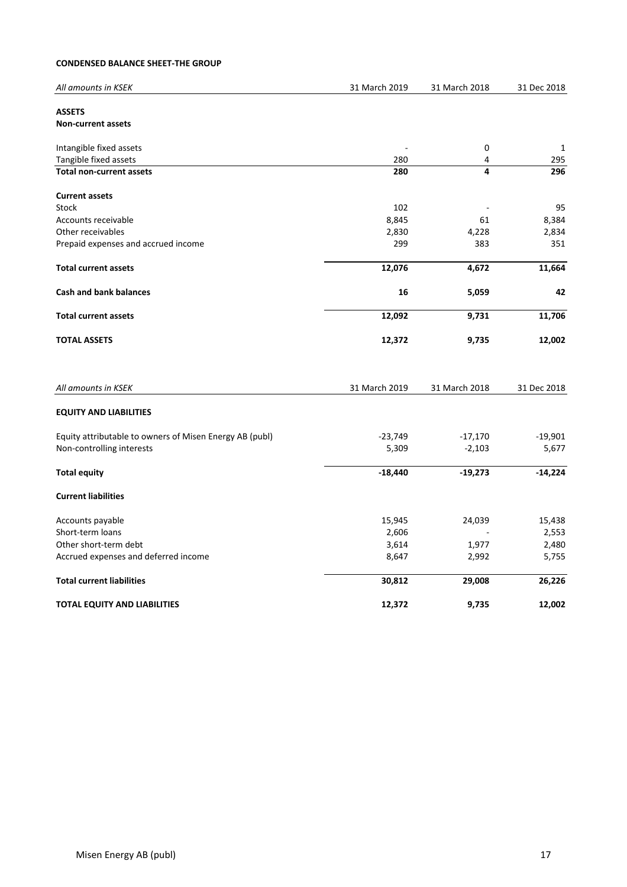**CONDENSED BALANCE SHEET-THE GROUP**

| *All amounts in KSEK* | 31 March 2019 | 31 March 2018 | 31 Dec 2018 |
|---|---|---|---|
| **ASSETS** | | | |
| **Non-current assets** | | | |
| Intangible fixed assets | - | 0 | 1 |
| Tangible fixed assets | 280 | 4 | 295 |
| **Total non-current assets** | **280** | **4** | **296** |
| **Current assets** | | | |
| Stock | 102 | - | 95 |
| Accounts receivable | 8,845 | 61 | 8,384 |
| Other receivables | 2,830 | 4,228 | 2,834 |
| Prepaid expenses and accrued income | 299 | 383 | 351 |
| **Total current assets** | **12,076** | **4,672** | **11,664** |
| **Cash and bank balances** | **16** | **5,059** | **42** |
| **Total current assets** | **12,092** | **9,731** | **11,706** |
| **TOTAL ASSETS** | **12,372** | **9,735** | **12,002** |

| *All amounts in KSEK* | 31 March 2019 | 31 March 2018 | 31 Dec 2018 |
|---|---|---|---|
| **EQUITY AND LIABILITIES** | | | |
| Equity attributable to owners of Misen Energy AB (publ) | -23,749 | -17,170 | -19,901 |
| Non-controlling interests | 5,309 | -2,103 | 5,677 |
| **Total equity** | **-18,440** | **-19,273** | **-14,224** |
| **Current liabilities** | | | |
| Accounts payable | 15,945 | 24,039 | 15,438 |
| Short-term loans | 2,606 | - | 2,553 |
| Other short-term debt | 3,614 | 1,977 | 2,480 |
| Accrued expenses and deferred income | 8,647 | 2,992 | 5,755 |
| **Total current liabilities** | **30,812** | **29,008** | **26,226** |
| **TOTAL EQUITY AND LIABILITIES** | **12,372** | **9,735** | **12,002** |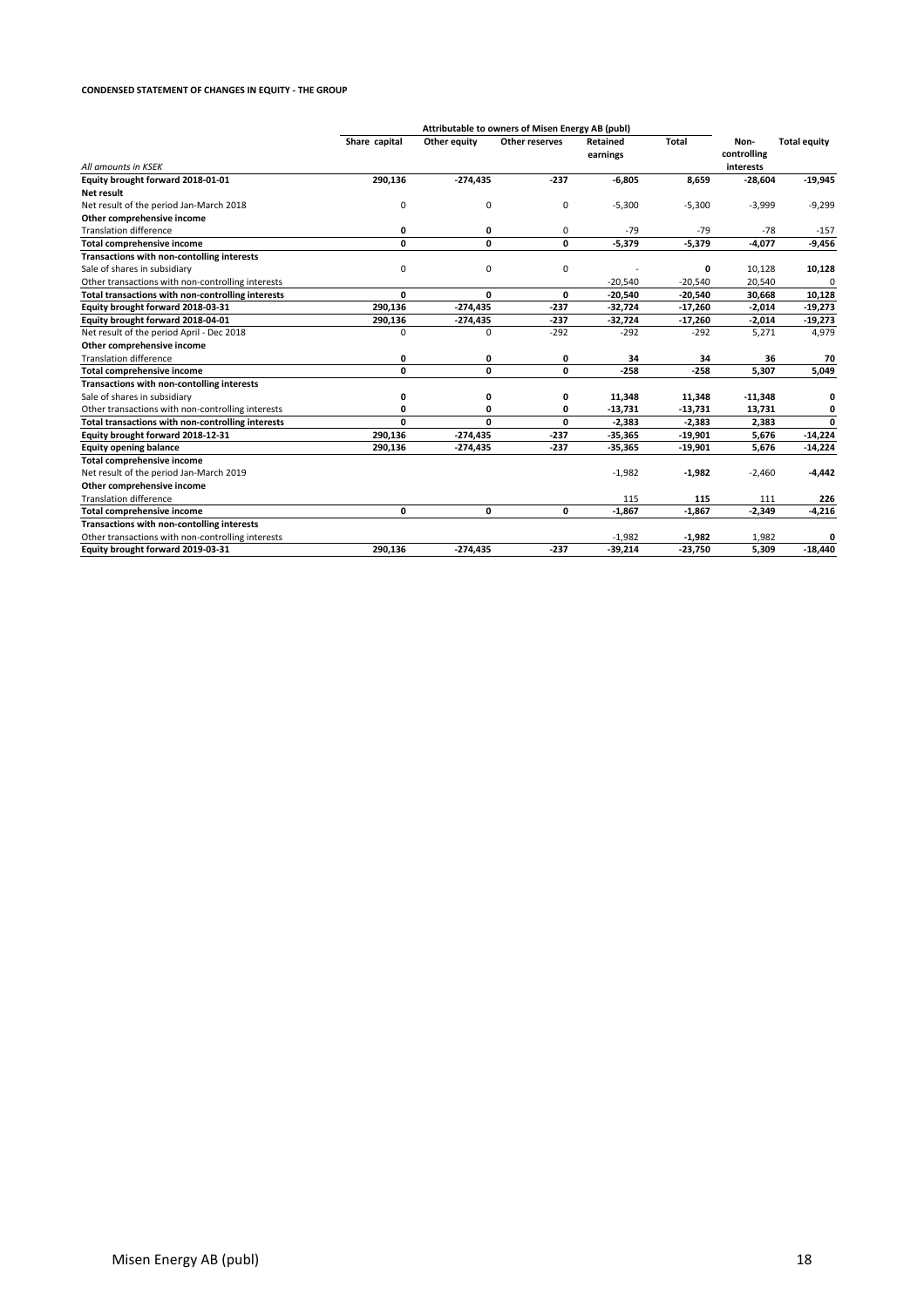**CONDENSED STATEMENT OF CHANGES IN EQUITY - THE GROUP**

| | Attributable to owners of Misen Energy AB (publ) | | | | | | |
|---|---|---|---|---|---|---|---|
| *All amounts in KSEK* | Share capital | Other equity | Other reserves | Retained earnings | Total | Non-controlling interests | Total equity |
| **Equity brought forward 2018-01-01** | **290,136** | **-274,435** | **-237** | **-6,805** | **8,659** | **-28,604** | **-19,945** |
| **Net result** | | | | | | | |
| Net result of the period Jan-March 2018 | 0 | 0 | 0 | -5,300 | -5,300 | -3,999 | -9,299 |
| **Other comprehensive income** | | | | | | | |
| Translation difference | **0** | **0** | 0 | -79 | -79 | -78 | -157 |
| **Total comprehensive income** | **0** | **0** | **0** | **-5,379** | **-5,379** | **-4,077** | **-9,456** |
| **Transactions with non-contolling interests** | | | | | | | |
| Sale of shares in subsidiary | 0 | 0 | 0 | - | **0** | 10,128 | **10,128** |
| Other transactions with non-controlling interests | | | | -20,540 | -20,540 | 20,540 | 0 |
| **Total transactions with non-controlling interests** | **0** | **0** | **0** | **-20,540** | **-20,540** | **30,668** | **10,128** |
| **Equity brought forward 2018-03-31** | **290,136** | **-274,435** | **-237** | **-32,724** | **-17,260** | **-2,014** | **-19,273** |
| **Equity brought forward 2018-04-01** | **290,136** | **-274,435** | **-237** | **-32,724** | **-17,260** | **-2,014** | **-19,273** |
| Net result of the period April - Dec 2018 | 0 | 0 | -292 | -292 | -292 | 5,271 | 4,979 |
| **Other comprehensive income** | | | | | | | |
| Translation difference | **0** | **0** | **0** | **34** | **34** | **36** | **70** |
| **Total comprehensive income** | **0** | **0** | **0** | **-258** | **-258** | **5,307** | **5,049** |
| **Transactions with non-contolling interests** | | | | | | | |
| Sale of shares in subsidiary | **0** | **0** | **0** | **11,348** | **11,348** | **-11,348** | **0** |
| Other transactions with non-controlling interests | **0** | **0** | **0** | **-13,731** | **-13,731** | **13,731** | **0** |
| **Total transactions with non-controlling interests** | **0** | **0** | **0** | **-2,383** | **-2,383** | **2,383** | **0** |
| **Equity brought forward 2018-12-31** | **290,136** | **-274,435** | **-237** | **-35,365** | **-19,901** | **5,676** | **-14,224** |
| **Equity opening balance** | **290,136** | **-274,435** | **-237** | **-35,365** | **-19,901** | **5,676** | **-14,224** |
| **Total comprehensive income** | | | | | | | |
| Net result of the period Jan-March 2019 | | | | -1,982 | **-1,982** | -2,460 | **-4,442** |
| **Other comprehensive income** | | | | | | | |
| Translation difference | | | | 115 | **115** | 111 | **226** |
| **Total comprehensive income** | **0** | **0** | **0** | **-1,867** | **-1,867** | **-2,349** | **-4,216** |
| **Transactions with non-contolling interests** | | | | | | | |
| Other transactions with non-controlling interests | | | | -1,982 | **-1,982** | 1,982 | **0** |
| **Equity brought forward 2019-03-31** | **290,136** | **-274,435** | **-237** | **-39,214** | **-23,750** | **5,309** | **-18,440** |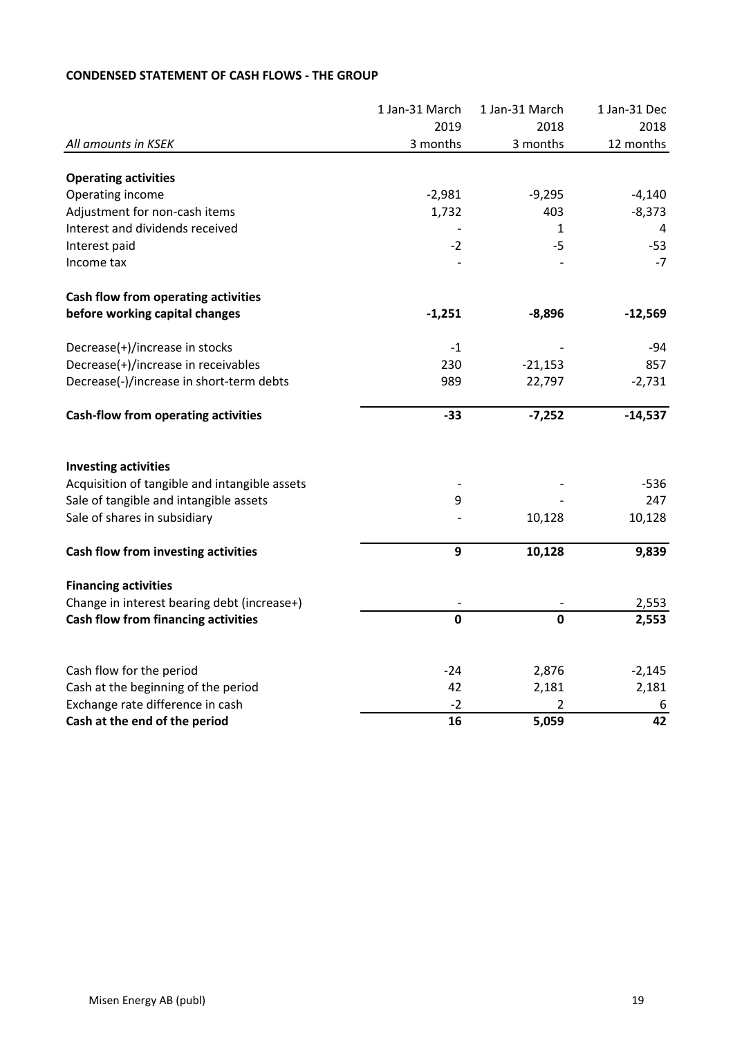**CONDENSED STATEMENT OF CASH FLOWS - THE GROUP**

| *All amounts in KSEK* | 1 Jan-31 March 2019 3 months | 1 Jan-31 March 2018 3 months | 1 Jan-31 Dec 2018 12 months |
|---|---|---|---|
| **Operating activities** | | | |
| Operating income | -2,981 | -9,295 | -4,140 |
| Adjustment for non-cash items | 1,732 | 403 | -8,373 |
| Interest and dividends received | - | 1 | 4 |
| Interest paid | -2 | -5 | -53 |
| Income tax | - | - | -7 |
| **Cash flow from operating activities before working capital changes** | **-1,251** | **-8,896** | **-12,569** |
| Decrease(+)/increase in stocks | -1 | - | -94 |
| Decrease(+)/increase in receivables | 230 | -21,153 | 857 |
| Decrease(-)/increase in short-term debts | 989 | 22,797 | -2,731 |
| **Cash-flow from operating activities** | **-33** | **-7,252** | **-14,537** |
| **Investing activities** | | | |
| Acquisition of tangible and intangible assets | - | - | -536 |
| Sale of tangible and intangible assets | 9 | - | 247 |
| Sale of shares in subsidiary | - | 10,128 | 10,128 |
| **Cash flow from investing activities** | **9** | **10,128** | **9,839** |
| **Financing activities** | | | |
| Change in interest bearing debt (increase+) | - | - | 2,553 |
| **Cash flow from financing activities** | **0** | **0** | **2,553** |
| Cash flow for the period | -24 | 2,876 | -2,145 |
| Cash at the beginning of the period | 42 | 2,181 | 2,181 |
| Exchange rate difference in cash | -2 | 2 | 6 |
| **Cash at the end of the period** | **16** | **5,059** | **42** |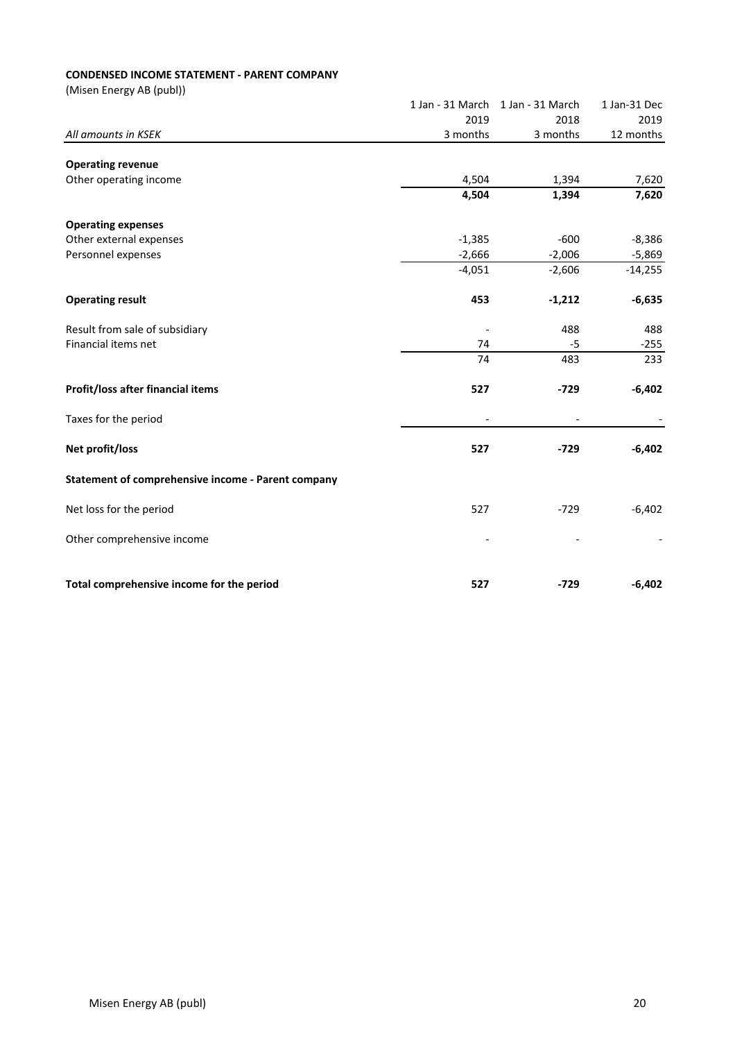**CONDENSED INCOME STATEMENT - PARENT COMPANY**

(Misen Energy AB (publ))

| *All amounts in KSEK* | 1 Jan - 31 March 2019 3 months | 1 Jan - 31 March 2018 3 months | 1 Jan-31 Dec 2019 12 months |
|---|---|---|---|
| **Operating revenue** | | | |
| Other operating income | 4,504 | 1,394 | 7,620 |
| | **4,504** | **1,394** | **7,620** |
| **Operating expenses** | | | |
| Other external expenses | -1,385 | -600 | -8,386 |
| Personnel expenses | -2,666 | -2,006 | -5,869 |
| | -4,051 | -2,606 | -14,255 |
| **Operating result** | **453** | **-1,212** | **-6,635** |
| Result from sale of subsidiary | - | 488 | 488 |
| Financial items net | 74 | -5 | -255 |
| | 74 | 483 | 233 |
| **Profit/loss after financial items** | **527** | **-729** | **-6,402** |
| Taxes for the period | - | - | - |
| **Net profit/loss** | **527** | **-729** | **-6,402** |
| **Statement of comprehensive income - Parent company** | | | |
| Net loss for the period | 527 | -729 | -6,402 |
| Other comprehensive income | - | - | - |
| **Total comprehensive income for the period** | **527** | **-729** | **-6,402** |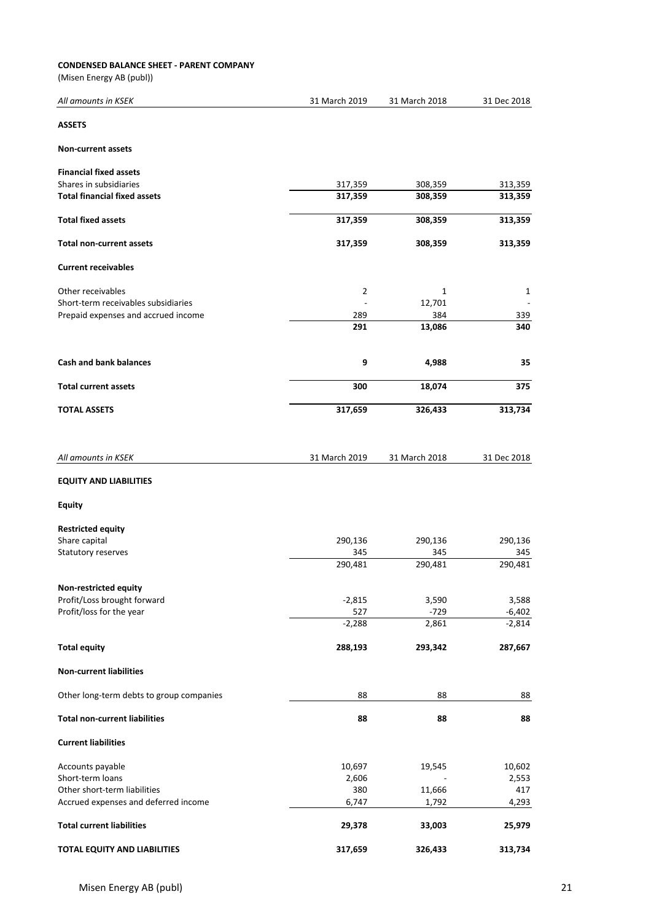**CONDENSED BALANCE SHEET - PARENT COMPANY**

(Misen Energy AB (publ))

| *All amounts in KSEK* | 31 March 2019 | 31 March 2018 | 31 Dec 2018 |
|---|---|---|---|
| **ASSETS** | | | |
| **Non-current assets** | | | |
| **Financial fixed assets** | | | |
| Shares in subsidiaries | 317,359 | 308,359 | 313,359 |
| **Total financial fixed assets** | **317,359** | **308,359** | **313,359** |
| **Total fixed assets** | **317,359** | **308,359** | **313,359** |
| **Total non-current assets** | **317,359** | **308,359** | **313,359** |
| **Current receivables** | | | |
| Other receivables | 2 | 1 | 1 |
| Short-term receivables subsidiaries | - | 12,701 | - |
| Prepaid expenses and accrued income | 289 | 384 | 339 |
| | **291** | **13,086** | **340** |
| **Cash and bank balances** | **9** | **4,988** | **35** |
| **Total current assets** | **300** | **18,074** | **375** |
| **TOTAL ASSETS** | **317,659** | **326,433** | **313,734** |

| *All amounts in KSEK* | 31 March 2019 | 31 March 2018 | 31 Dec 2018 |
|---|---|---|---|
| **EQUITY AND LIABILITIES** | | | |
| **Equity** | | | |
| **Restricted equity** | | | |
| Share capital | 290,136 | 290,136 | 290,136 |
| Statutory reserves | 345 | 345 | 345 |
| | 290,481 | 290,481 | 290,481 |
| **Non-restricted equity** | | | |
| Profit/Loss brought forward | -2,815 | 3,590 | 3,588 |
| Profit/loss for the year | 527 | -729 | -6,402 |
| | -2,288 | 2,861 | -2,814 |
| **Total equity** | **288,193** | **293,342** | **287,667** |
| **Non-current liabilities** | | | |
| Other long-term debts to group companies | 88 | 88 | 88 |
| **Total non-current liabilities** | **88** | **88** | **88** |
| **Current liabilities** | | | |
| Accounts payable | 10,697 | 19,545 | 10,602 |
| Short-term loans | 2,606 | - | 2,553 |
| Other short-term liabilities | 380 | 11,666 | 417 |
| Accrued expenses and deferred income | 6,747 | 1,792 | 4,293 |
| **Total current liabilities** | **29,378** | **33,003** | **25,979** |
| **TOTAL EQUITY AND LIABILITIES** | **317,659** | **326,433** | **313,734** |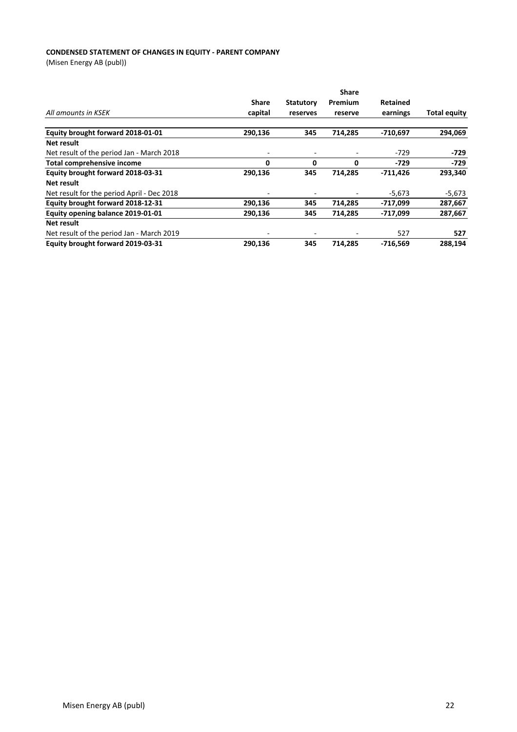**CONDENSED STATEMENT OF CHANGES IN EQUITY - PARENT COMPANY**

(Misen Energy AB (publ))

| *All amounts in KSEK* | **Share capital** | **Statutory reserves** | **Share Premium reserve** | **Retained earnings** | **Total equity** |
|---|---|---|---|---|---|
| **Equity brought forward 2018-01-01** | **290,136** | **345** | **714,285** | **-710,697** | **294,069** |
| **Net result** | | | | | |
| Net result of the period Jan - March 2018 | - | - | - | -729 | **-729** |
| **Total comprehensive income** | **0** | **0** | **0** | **-729** | **-729** |
| **Equity brought forward 2018-03-31** | **290,136** | **345** | **714,285** | **-711,426** | **293,340** |
| **Net result** | | | | | |
| Net result for the period April - Dec 2018 | - | - | - | -5,673 | -5,673 |
| **Equity brought forward 2018-12-31** | **290,136** | **345** | **714,285** | **-717,099** | **287,667** |
| **Equity opening balance 2019-01-01** | **290,136** | **345** | **714,285** | **-717,099** | **287,667** |
| **Net result** | | | | | |
| Net result of the period Jan - March 2019 | - | - | - | 527 | **527** |
| **Equity brought forward 2019-03-31** | **290,136** | **345** | **714,285** | **-716,569** | **288,194** |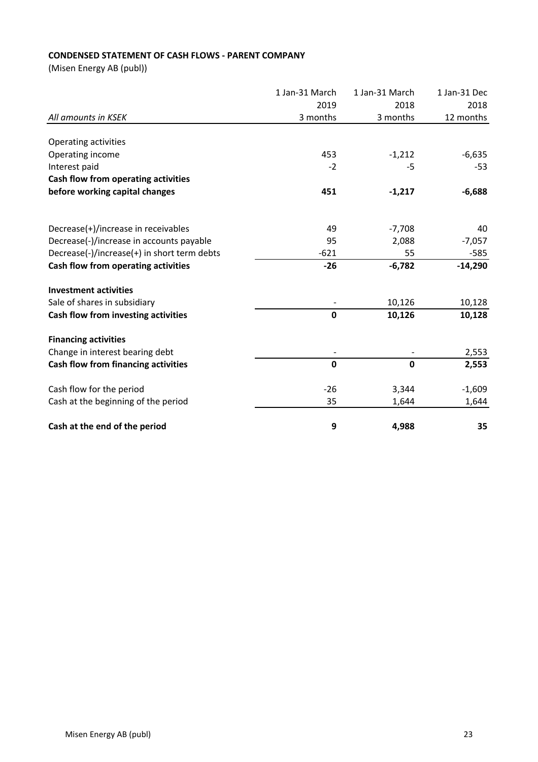**CONDENSED STATEMENT OF CASH FLOWS - PARENT COMPANY**

(Misen Energy AB (publ))

| *All amounts in KSEK* | 1 Jan-31 March 2019 3 months | 1 Jan-31 March 2018 3 months | 1 Jan-31 Dec 2018 12 months |
|---|---|---|---|
| Operating activities | | | |
| Operating income | 453 | -1,212 | -6,635 |
| Interest paid | -2 | -5 | -53 |
| **Cash flow from operating activities before working capital changes** | **451** | **-1,217** | **-6,688** |
| Decrease(+)/increase in receivables | 49 | -7,708 | 40 |
| Decrease(-)/increase in accounts payable | 95 | 2,088 | -7,057 |
| Decrease(-)/increase(+) in short term debts | -621 | 55 | -585 |
| **Cash flow from operating activities** | **-26** | **-6,782** | **-14,290** |
| **Investment activities** | | | |
| Sale of shares in subsidiary | - | 10,126 | 10,128 |
| **Cash flow from investing activities** | **0** | **10,126** | **10,128** |
| **Financing activities** | | | |
| Change in interest bearing debt | - | - | 2,553 |
| **Cash flow from financing activities** | **0** | **0** | **2,553** |
| Cash flow for the period | -26 | 3,344 | -1,609 |
| Cash at the beginning of the period | 35 | 1,644 | 1,644 |
| **Cash at the end of the period** | **9** | **4,988** | **35** |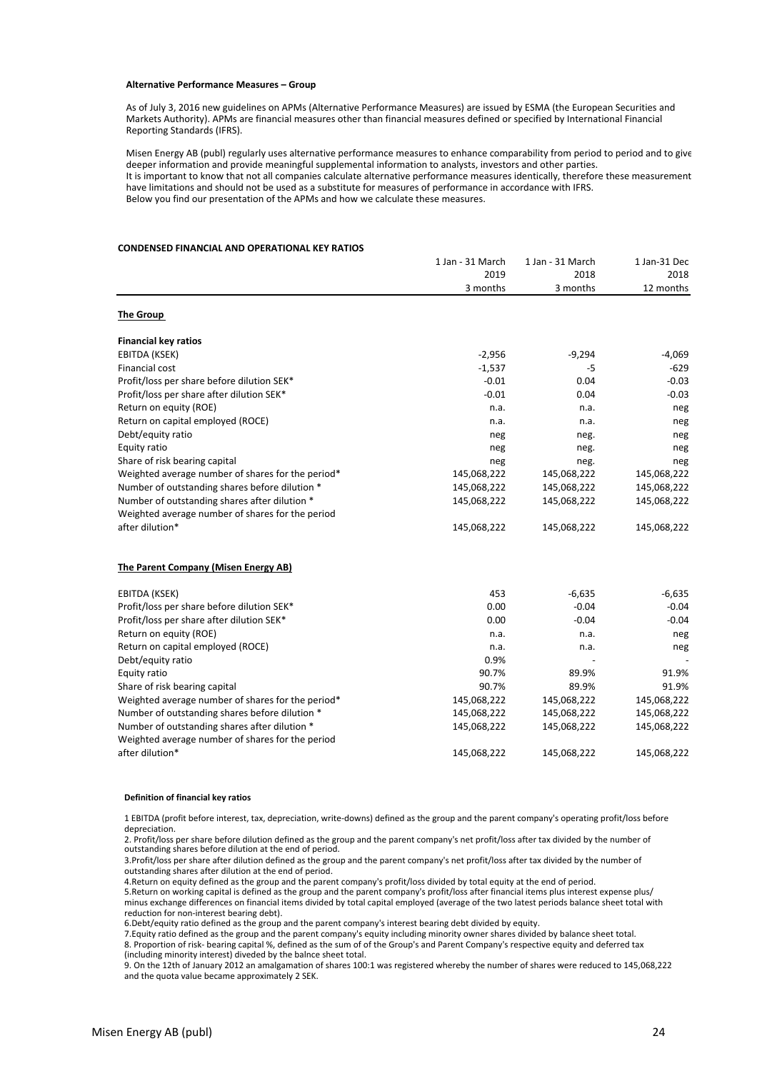**Alternative Performance Measures – Group**

As of July 3, 2016 new guidelines on APMs (Alternative Performance Measures) are issued by ESMA (the European Securities and Markets Authority). APMs are financial measures other than financial measures defined or specified by International Financial Reporting Standards (IFRS).

Misen Energy AB (publ) regularly uses alternative performance measures to enhance comparability from period to period and to give deeper information and provide meaningful supplemental information to analysts, investors and other parties.
It is important to know that not all companies calculate alternative performance measures identically, therefore these measurement have limitations and should not be used as a substitute for measures of performance in accordance with IFRS.
Below you find our presentation of the APMs and how we calculate these measures.

**CONDENSED FINANCIAL AND OPERATIONAL KEY RATIOS**

| | 1 Jan - 31 March 2019 3 months | 1 Jan - 31 March 2018 3 months | 1 Jan-31 Dec 2018 12 months |
|---|---|---|---|
| **The Group** | | | |
| **Financial key ratios** | | | |
| EBITDA (KSEK) | -2,956 | -9,294 | -4,069 |
| Financial cost | -1,537 | -5 | -629 |
| Profit/loss per share before dilution SEK* | -0.01 | 0.04 | -0.03 |
| Profit/loss per share after dilution SEK* | -0.01 | 0.04 | -0.03 |
| Return on equity (ROE) | n.a. | n.a. | neg |
| Return on capital employed (ROCE) | n.a. | n.a. | neg |
| Debt/equity ratio | neg | neg. | neg |
| Equity ratio | neg | neg. | neg |
| Share of risk bearing capital | neg | neg. | neg |
| Weighted average number of shares for the period* | 145,068,222 | 145,068,222 | 145,068,222 |
| Number of outstanding shares before dilution * | 145,068,222 | 145,068,222 | 145,068,222 |
| Number of outstanding shares after dilution * | 145,068,222 | 145,068,222 | 145,068,222 |
| Weighted average number of shares for the period after dilution* | 145,068,222 | 145,068,222 | 145,068,222 |
| **The Parent Company (Misen Energy AB)** | | | |
| EBITDA (KSEK) | 453 | -6,635 | -6,635 |
| Profit/loss per share before dilution SEK* | 0.00 | -0.04 | -0.04 |
| Profit/loss per share after dilution SEK* | 0.00 | -0.04 | -0.04 |
| Return on equity (ROE) | n.a. | n.a. | neg |
| Return on capital employed (ROCE) | n.a. | n.a. | neg |
| Debt/equity ratio | 0.9% | - | - |
| Equity ratio | 90.7% | 89.9% | 91.9% |
| Share of risk bearing capital | 90.7% | 89.9% | 91.9% |
| Weighted average number of shares for the period* | 145,068,222 | 145,068,222 | 145,068,222 |
| Number of outstanding shares before dilution * | 145,068,222 | 145,068,222 | 145,068,222 |
| Number of outstanding shares after dilution * | 145,068,222 | 145,068,222 | 145,068,222 |
| Weighted average number of shares for the period after dilution* | 145,068,222 | 145,068,222 | 145,068,222 |

**Definition of financial key ratios**

1 EBITDA (profit before interest, tax, depreciation, write-downs) defined as the group and the parent company's operating profit/loss before depreciation.
2. Profit/loss per share before dilution defined as the group and the parent company's net profit/loss after tax divided by the number of outstanding shares before dilution at the end of period.
3.Profit/loss per share after dilution defined as the group and the parent company's net profit/loss after tax divided by the number of outstanding shares after dilution at the end of period.
4.Return on equity defined as the group and the parent company's profit/loss divided by total equity at the end of period.
5.Return on working capital is defined as the group and the parent company's profit/loss after financial items plus interest expense plus/ minus exchange differences on financial items divided by total capital employed (average of the two latest periods balance sheet total with reduction for non-interest bearing debt).
6.Debt/equity ratio defined as the group and the parent company's interest bearing debt divided by equity.
7.Equity ratio defined as the group and the parent company's equity including minority owner shares divided by balance sheet total.
8. Proportion of risk- bearing capital %, defined as the sum of of the Group's and Parent Company's respective equity and deferred tax (including minority interest) diveded by the balnce sheet total.
9. On the 12th of January 2012 an amalgamation of shares 100:1 was registered whereby the number of shares were reduced to 145,068,222 and the quota value became approximately 2 SEK.